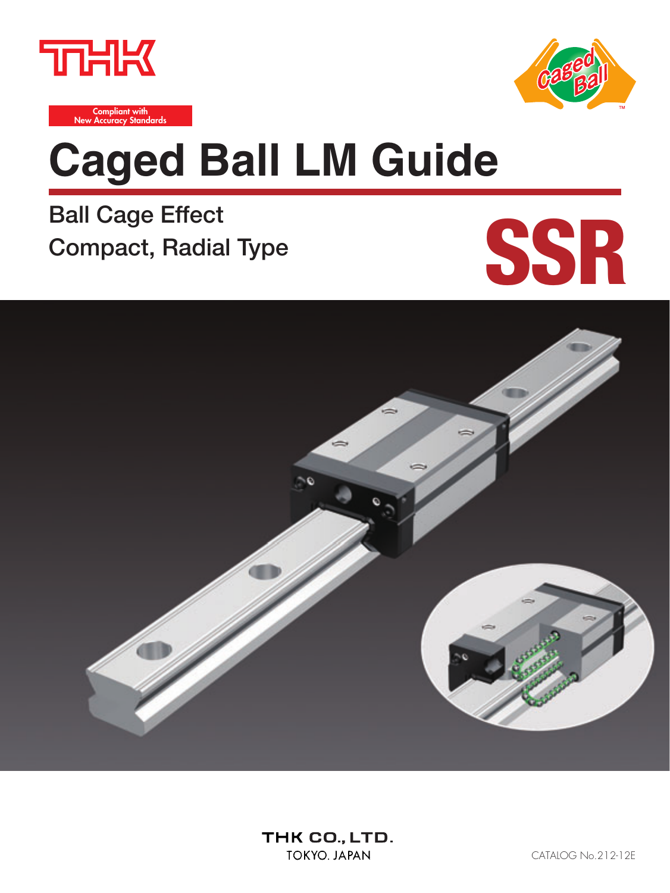THK

Compliant with New Accuracy Standards

Caged Ball

# Caged Ball LM Guide

## Ball Cage Effect
## Compact, Radial Type

# SSR

THK CO., LTD.
TOKYO. JAPAN

CATALOG No.212-12E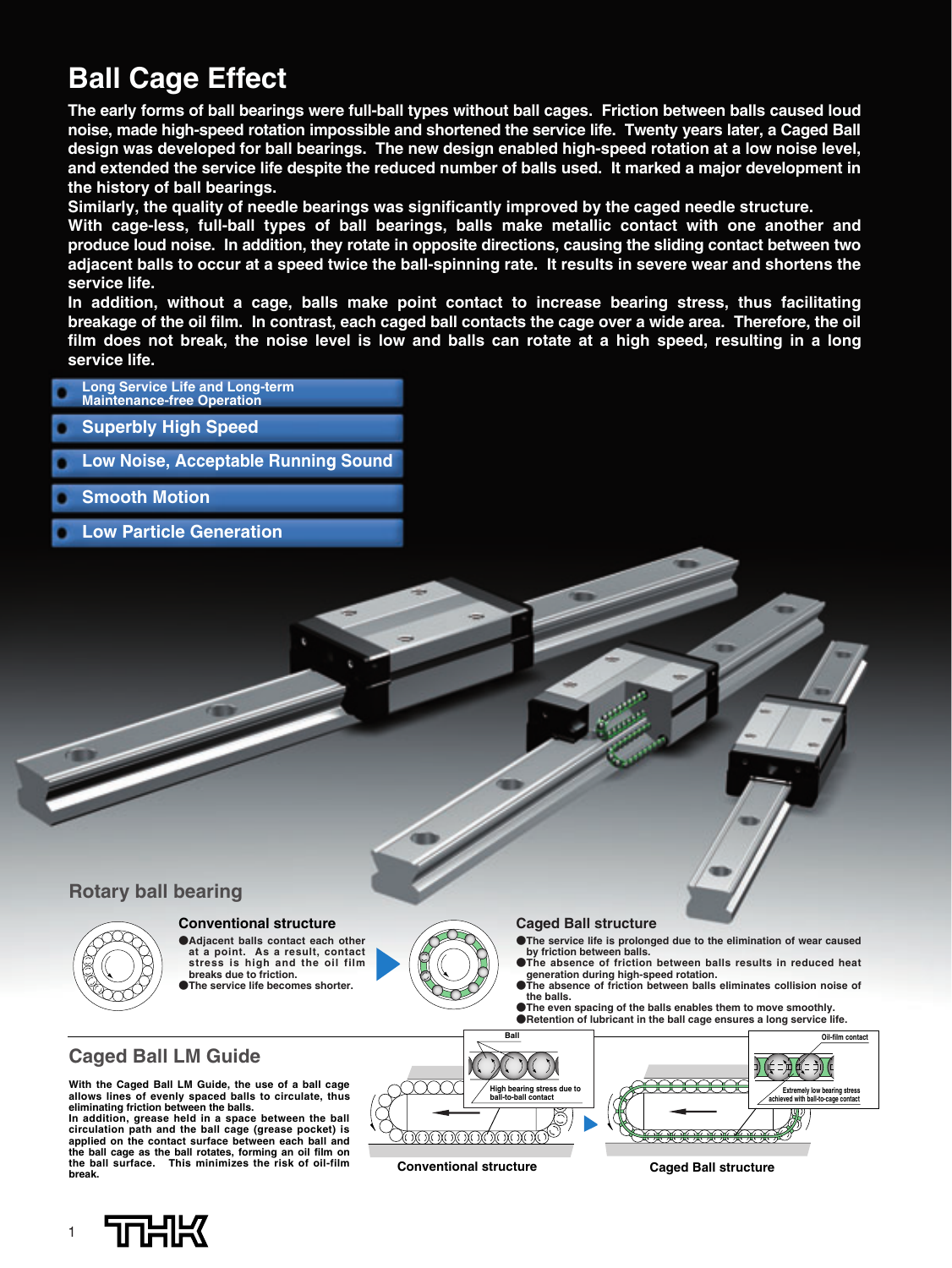# Ball Cage Effect

**The early forms of ball bearings were full-ball types without ball cages. Friction between balls caused loud noise, made high-speed rotation impossible and shortened the service life. Twenty years later, a Caged Ball design was developed for ball bearings. The new design enabled high-speed rotation at a low noise level, and extended the service life despite the reduced number of balls used. It marked a major development in the history of ball bearings.**
**Similarly, the quality of needle bearings was significantly improved by the caged needle structure.**
**With cage-less, full-ball types of ball bearings, balls make metallic contact with one another and produce loud noise. In addition, they rotate in opposite directions, causing the sliding contact between two adjacent balls to occur at a speed twice the ball-spinning rate. It results in severe wear and shortens the service life.**
**In addition, without a cage, balls make point contact to increase bearing stress, thus facilitating breakage of the oil film. In contrast, each caged ball contacts the cage over a wide area. Therefore, the oil film does not break, the noise level is low and balls can rotate at a high speed, resulting in a long service life.**

- Long Service Life and Long-term Maintenance-free Operation
- Superbly High Speed
- Low Noise, Acceptable Running Sound
- Smooth Motion
- Low Particle Generation

## Rotary ball bearing

### Conventional structure

- Adjacent balls contact each other at a point. As a result, contact stress is high and the oil film breaks due to friction.
- The service life becomes shorter.

### Caged Ball structure

- The service life is prolonged due to the elimination of wear caused by friction between balls.
- The absence of friction between balls results in reduced heat generation during high-speed rotation.
- The absence of friction between balls eliminates collision noise of the balls.
- The even spacing of the balls enables them to move smoothly.
- Retention of lubricant in the ball cage ensures a long service life.

## Caged Ball LM Guide

**With the Caged Ball LM Guide, the use of a ball cage allows lines of evenly spaced balls to circulate, thus eliminating friction between the balls.**
**In addition, grease held in a space between the ball circulation path and the ball cage (grease pocket) is applied on the contact surface between each ball and the ball cage as the ball rotates, forming an oil film on the ball surface. This minimizes the risk of oil-film break.**

Ball

High bearing stress due to ball-to-ball contact

**Conventional structure**

Oil-film contact

Extremely low bearing stress achieved with ball-to-cage contact

**Caged Ball structure**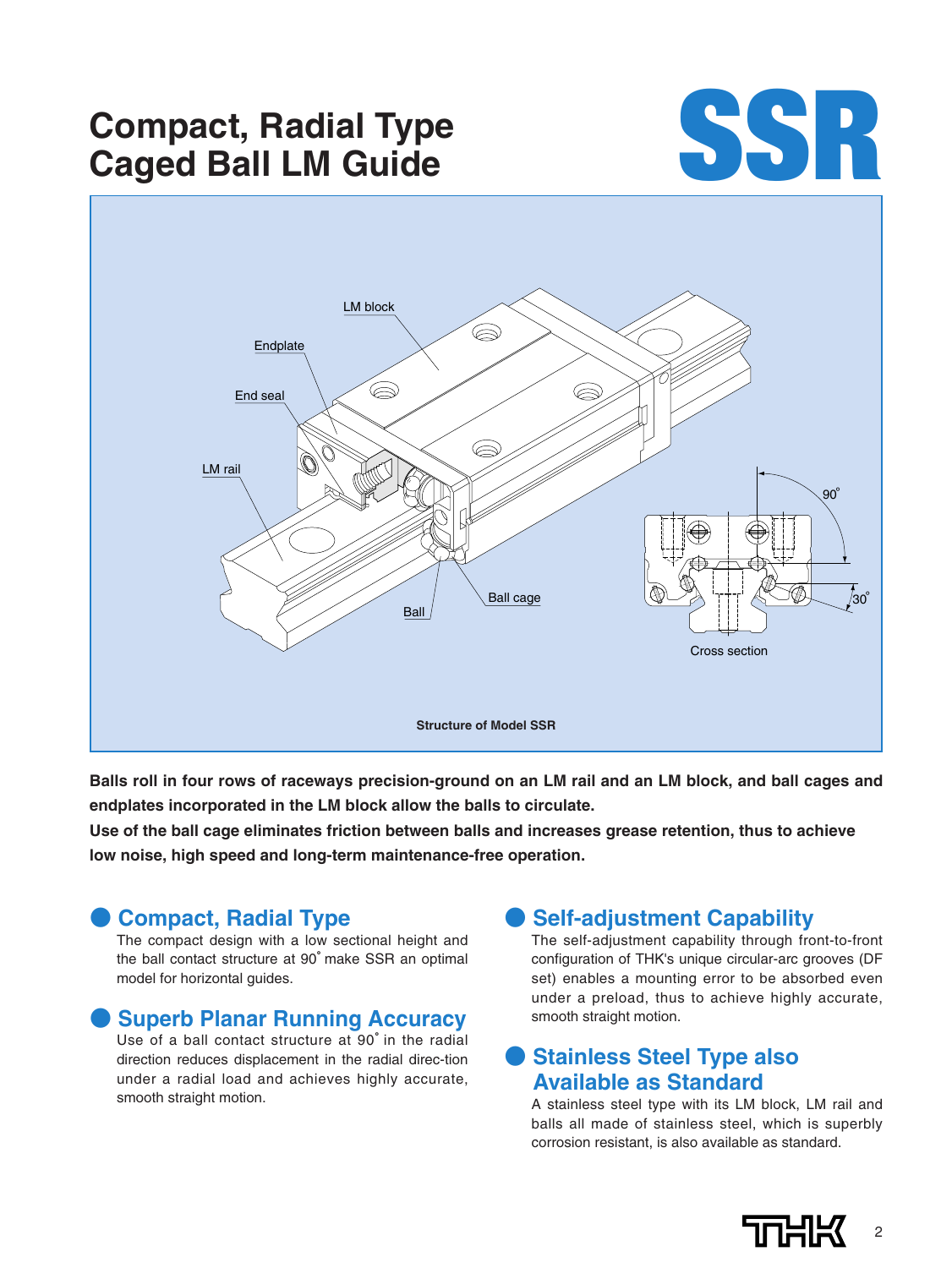# Compact, Radial Type Caged Ball LM Guide

# SSR

LM block
Endplate
End seal
LM rail
Ball
Ball cage
90˚
30˚
Cross section

**Structure of Model SSR**

**Balls roll in four rows of raceways precision-ground on an LM rail and an LM block, and ball cages and endplates incorporated in the LM block allow the balls to circulate.**
**Use of the ball cage eliminates friction between balls and increases grease retention, thus to achieve low noise, high speed and long-term maintenance-free operation.**

## Compact, Radial Type

The compact design with a low sectional height and the ball contact structure at 90˚ make SSR an optimal model for horizontal guides.

## Superb Planar Running Accuracy

Use of a ball contact structure at 90˚ in the radial direction reduces displacement in the radial direc-tion under a radial load and achieves highly accurate, smooth straight motion.

## Self-adjustment Capability

The self-adjustment capability through front-to-front configuration of THK's unique circular-arc grooves (DF set) enables a mounting error to be absorbed even under a preload, thus to achieve highly accurate, smooth straight motion.

## Stainless Steel Type also Available as Standard

A stainless steel type with its LM block, LM rail and balls all made of stainless steel, which is superbly corrosion resistant, is also available as standard.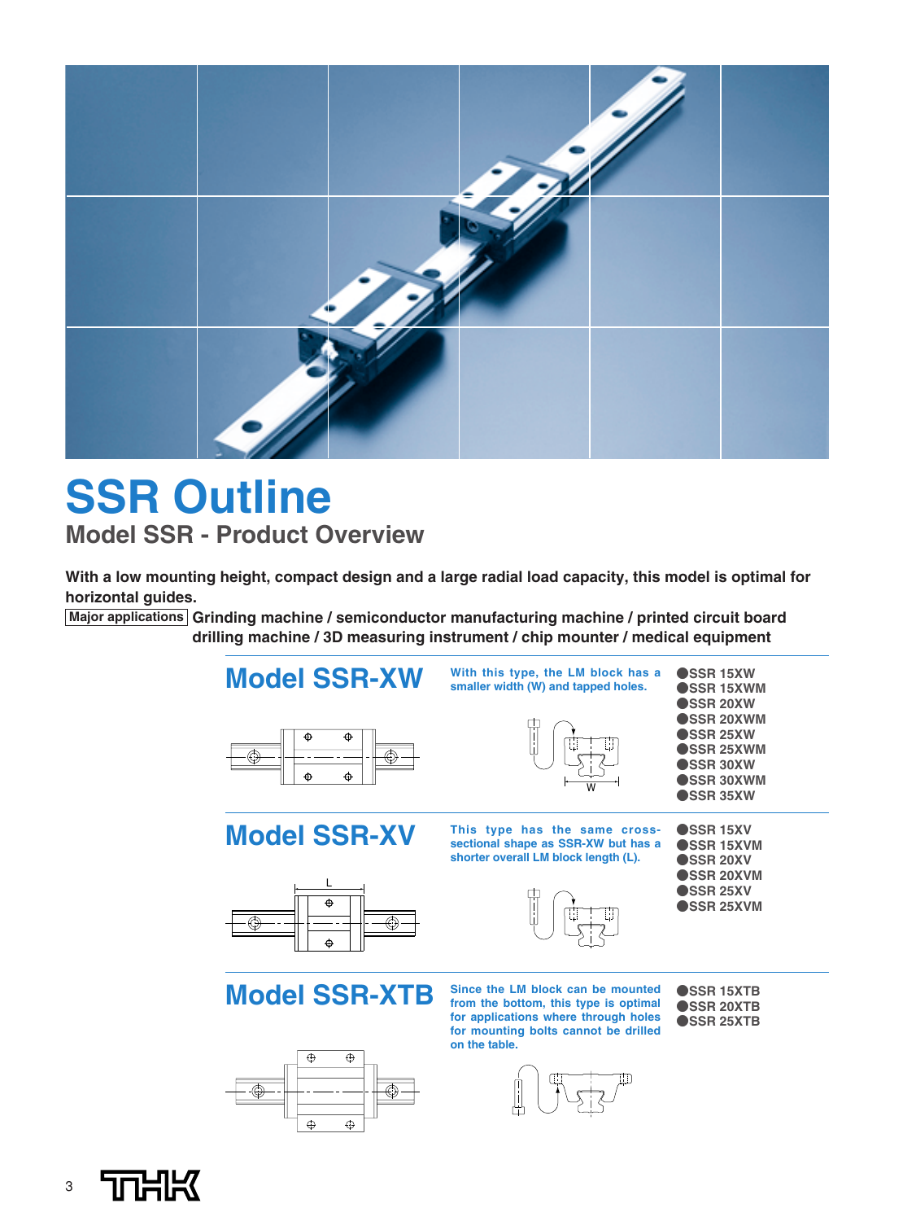# SSR Outline

## Model SSR - Product Overview

**With a low mounting height, compact design and a large radial load capacity, this model is optimal for horizontal guides.**

**Major applications** **Grinding machine / semiconductor manufacturing machine / printed circuit board drilling machine / 3D measuring instrument / chip mounter / medical equipment**

## Model SSR-XW

**With this type, the LM block has a smaller width (W) and tapped holes.**

- SSR 15XW
- SSR 15XWM
- SSR 20XW
- SSR 20XWM
- SSR 25XW
- SSR 25XWM
- SSR 30XW
- SSR 30XWM
- SSR 35XW

## Model SSR-XV

**This type has the same cross-sectional shape as SSR-XW but has a shorter overall LM block length (L).**

- SSR 15XV
- SSR 15XVM
- SSR 20XV
- SSR 20XVM
- SSR 25XV
- SSR 25XVM

## Model SSR-XTB

**Since the LM block can be mounted from the bottom, this type is optimal for applications where through holes for mounting bolts cannot be drilled on the table.**

- SSR 15XTB
- SSR 20XTB
- SSR 25XTB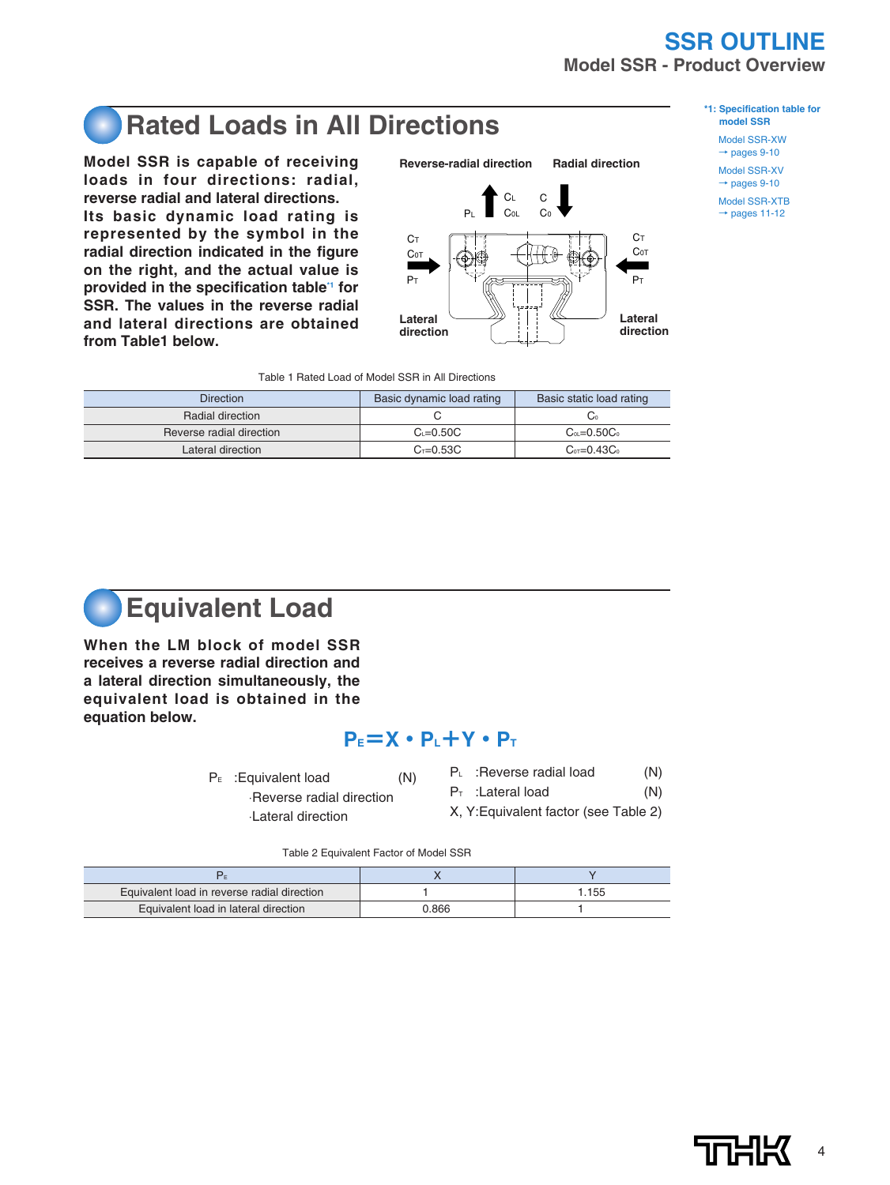## Rated Loads in All Directions

**Model SSR is capable of receiving loads in four directions: radial, reverse radial and lateral directions. Its basic dynamic load rating is represented by the symbol in the radial direction indicated in the figure on the right, and the actual value is provided in the specification table[*1] for SSR. The values in the reverse radial and lateral directions are obtained from Table1 below.**

Reverse-radial direction — $P_L$, $C_L$, $C_{0L}$
Radial direction — $C$, $C_0$
Lateral direction — $C_T$, $C_{0T}$, $P_T$
Lateral direction — $C_T$, $C_{0T}$, $P_T$

*1: Specification table for model SSR
Model SSR-XW → pages 9-10
Model SSR-XV → pages 9-10
Model SSR-XTB → pages 11-12

Table 1 Rated Load of Model SSR in All Directions

| Direction | Basic dynamic load rating | Basic static load rating |
|---|---|---|
| Radial direction | $C$ | $C_0$ |
| Reverse radial direction | $C_L=0.50C$ | $C_{0L}=0.50C_0$ |
| Lateral direction | $C_T=0.53C$ | $C_{0T}=0.43C_0$ |

## Equivalent Load

**When the LM block of model SSR receives a reverse radial direction and a lateral direction simultaneously, the equivalent load is obtained in the equation below.**

$$P_E = X \cdot P_L + Y \cdot P_T$$

$P_E$ :Equivalent load (N)
·Reverse radial direction
·Lateral direction

$P_L$ :Reverse radial load (N)
$P_T$ :Lateral load (N)
X, Y:Equivalent factor (see Table 2)

Table 2 Equivalent Factor of Model SSR

| $P_E$ | X | Y |
|---|---|---|
| Equivalent load in reverse radial direction | 1 | 1.155 |
| Equivalent load in lateral direction | 0.866 | 1 |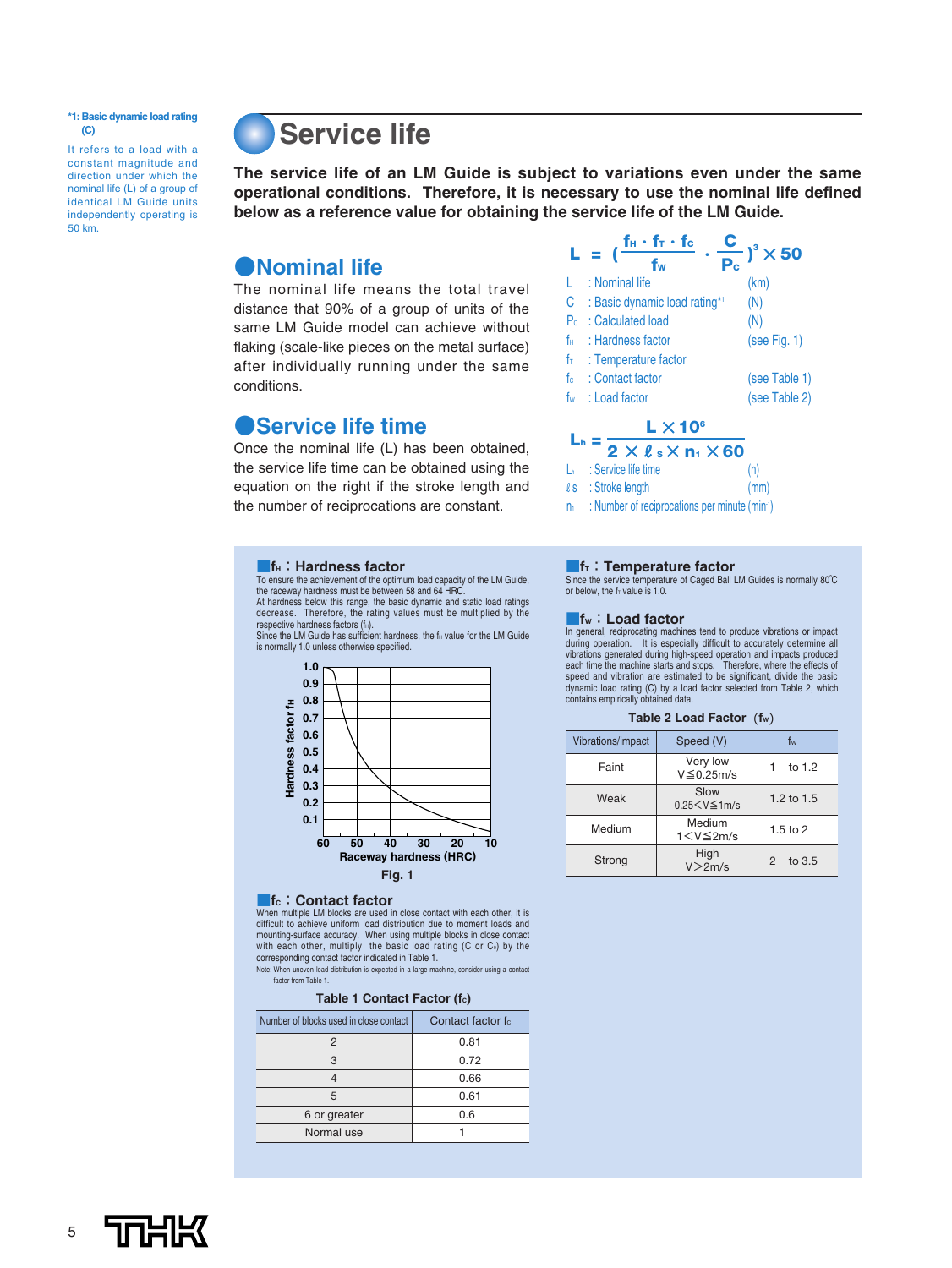# Service life

**The service life of an LM Guide is subject to variations even under the same operational conditions. Therefore, it is necessary to use the nominal life defined below as a reference value for obtaining the service life of the LM Guide.**

## Nominal life

The nominal life means the total travel distance that 90% of a group of units of the same LM Guide model can achieve without flaking (scale-like pieces on the metal surface) after individually running under the same conditions.

$$L = \left( \frac{f_H \cdot f_T \cdot f_C}{f_W} \cdot \frac{C}{P_C} \right)^3 \times 50$$

| | | |
|---|---|---|
| $L$ | : Nominal life | (km) |
| $C$ | : Basic dynamic load rating[*1] | (N) |
| $P_C$ | : Calculated load | (N) |
| $f_H$ | : Hardness factor | (see Fig. 1) |
| $f_T$ | : Temperature factor | |
| $f_C$ | : Contact factor | (see Table 1) |
| $f_W$ | : Load factor | (see Table 2) |

*1: Basic dynamic load rating (C)

It refers to a load with a constant magnitude and direction under which the nominal life (L) of a group of identical LM Guide units independently operating is 50 km.

## Service life time

Once the nominal life (L) has been obtained, the service life time can be obtained using the equation on the right if the stroke length and the number of reciprocations are constant.

$$L_h = \frac{L \times 10^6}{2 \times \ell_S \times n_1 \times 60}$$

| | | |
|---|---|---|
| $L_h$ | : Service life time | (h) |
| $\ell_S$ | : Stroke length | (mm) |
| $n_1$ | : Number of reciprocations per minute | ($min^{-1}$) |

### $f_H$ : Hardness factor

To ensure the achievement of the optimum load capacity of the LM Guide, the raceway hardness must be between 58 and 64 HRC.
At hardness below this range, the basic dynamic and static load ratings decrease. Therefore, the rating values must be multiplied by the respective hardness factors ($f_H$).
Since the LM Guide has sufficient hardness, the $f_H$ value for the LM Guide is normally 1.0 unless otherwise specified.

Fig. 1 (Hardness factor $f_H$ vs. Raceway hardness (HRC))

### $f_C$ : Contact factor

When multiple LM blocks are used in close contact with each other, it is difficult to achieve uniform load distribution due to moment loads and mounting-surface accuracy. When using multiple blocks in close contact with each other, multiply the basic load rating (C or $C_0$) by the corresponding contact factor indicated in Table 1.

Note: When uneven load distribution is expected in a large machine, consider using a contact factor from Table 1.

**Table 1 Contact Factor ($f_C$)**

| Number of blocks used in close contact | Contact factor $f_C$ |
|---|---|
| 2 | 0.81 |
| 3 | 0.72 |
| 4 | 0.66 |
| 5 | 0.61 |
| 6 or greater | 0.6 |
| Normal use | 1 |

### $f_T$ : Temperature factor

Since the service temperature of Caged Ball LM Guides is normally 80°C or below, the $f_T$ value is 1.0.

### $f_W$ : Load factor

In general, reciprocating machines tend to produce vibrations or impact during operation. It is especially difficult to accurately determine all vibrations generated during high-speed operation and impacts produced each time the machine starts and stops. Therefore, where the effects of speed and vibration are estimated to be significant, divide the basic dynamic load rating (C) by a load factor selected from Table 2, which contains empirically obtained data.

**Table 2 Load Factor ($f_W$)**

| Vibrations/impact | Speed (V) | $f_W$ |
|---|---|---|
| Faint | Very low $V \leq 0.25$m/s | 1 to 1.2 |
| Weak | Slow $0.25 < V \leq 1$m/s | 1.2 to 1.5 |
| Medium | Medium $1 < V \leq 2$m/s | 1.5 to 2 |
| Strong | High $V > 2$m/s | 2 to 3.5 |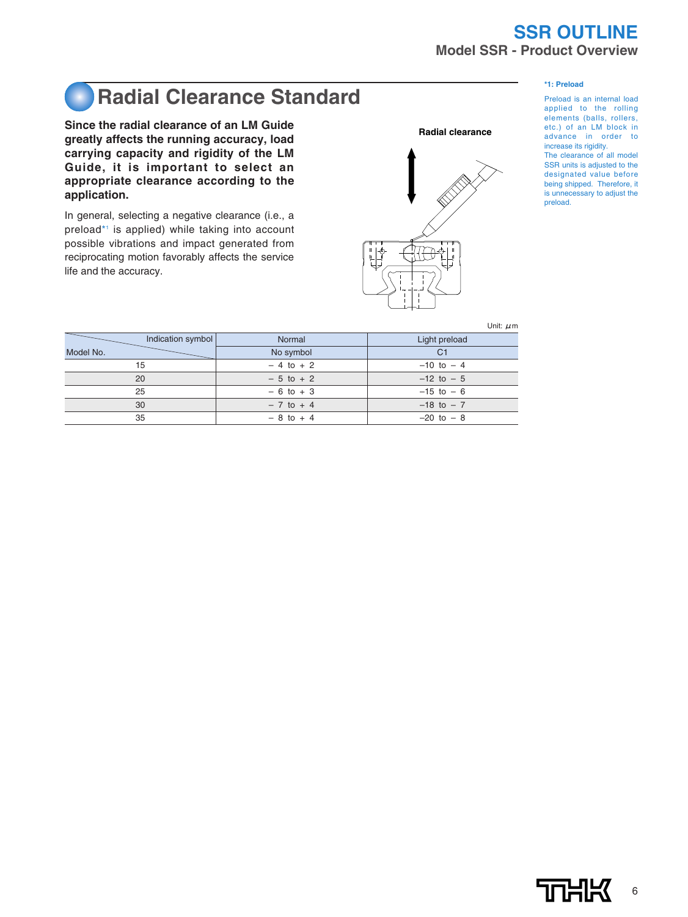## Radial Clearance Standard

**Since the radial clearance of an LM Guide greatly affects the running accuracy, load carrying capacity and rigidity of the LM Guide, it is important to select an appropriate clearance according to the application.**

In general, selecting a negative clearance (i.e., a preload*1 is applied) while taking into account possible vibrations and impact generated from reciprocating motion favorably affects the service life and the accuracy.

Radial clearance

Unit: μm

| Indication symbol / Model No. | Normal | Light preload |
|---|---|---|
| | No symbol | C1 |
| 15 | − 4 to + 2 | −10 to − 4 |
| 20 | − 5 to + 2 | −12 to − 5 |
| 25 | − 6 to + 3 | −15 to − 6 |
| 30 | − 7 to + 4 | −18 to − 7 |
| 35 | − 8 to + 4 | −20 to − 8 |

**\*1: Preload**

Preload is an internal load applied to the rolling elements (balls, rollers, etc.) of an LM block in advance in order to increase its rigidity.
The clearance of all model SSR units is adjusted to the designated value before being shipped. Therefore, it is unnecessary to adjust the preload.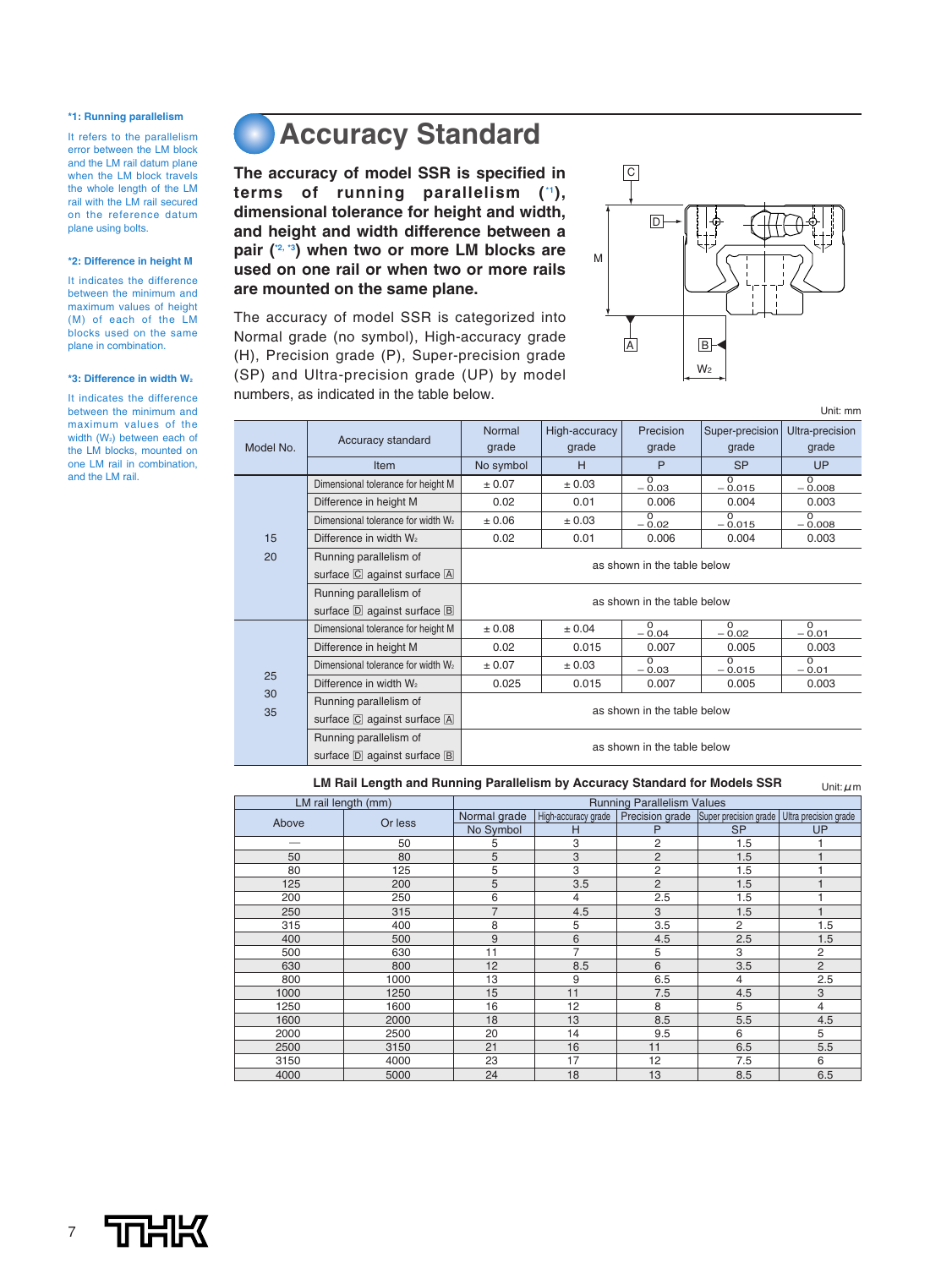*1: Running parallelism

It refers to the parallelism error between the LM block and the LM rail datum plane when the LM block travels the whole length of the LM rail with the LM rail secured on the reference datum plane using bolts.

*2: Difference in height M

It indicates the difference between the minimum and maximum values of height (M) of each of the LM blocks used on the same plane in combination.

*3: Difference in width $W_2$

It indicates the difference between the minimum and maximum values of the width ($W_2$) between each of the LM blocks, mounted on one LM rail in combination, and the LM rail.

# Accuracy Standard

**The accuracy of model SSR is specified in terms of running parallelism (*1), dimensional tolerance for height and width, and height and width difference between a pair (*2, *3) when two or more LM blocks are used on one rail or when two or more rails are mounted on the same plane.**

The accuracy of model SSR is categorized into Normal grade (no symbol), High-accuracy grade (H), Precision grade (P), Super-precision grade (SP) and Ultra-precision grade (UP) by model numbers, as indicated in the table below.

Unit: mm

| Model No. | Accuracy standard | Normal grade | High-accuracy grade | Precision grade | Super-precision grade | Ultra-precision grade |
|---|---|---|---|---|---|---|
| | Item | No symbol | H | P | SP | UP |
| 15, 20 | Dimensional tolerance for height M | ± 0.07 | ± 0.03 | 0 / −0.03 | 0 / −0.015 | 0 / −0.008 |
| | Difference in height M | 0.02 | 0.01 | 0.006 | 0.004 | 0.003 |
| | Dimensional tolerance for width $W_2$ | ± 0.06 | ± 0.03 | 0 / −0.02 | 0 / −0.015 | 0 / −0.008 |
| | Difference in width $W_2$ | 0.02 | 0.01 | 0.006 | 0.004 | 0.003 |
| | Running parallelism of surface C against surface A | as shown in the table below | | | | |
| | Running parallelism of surface D against surface B | as shown in the table below | | | | |
| 25, 30, 35 | Dimensional tolerance for height M | ± 0.08 | ± 0.04 | 0 / −0.04 | 0 / −0.02 | 0 / −0.01 |
| | Difference in height M | 0.02 | 0.015 | 0.007 | 0.005 | 0.003 |
| | Dimensional tolerance for width $W_2$ | ± 0.07 | ± 0.03 | 0 / −0.03 | 0 / −0.015 | 0 / −0.01 |
| | Difference in width $W_2$ | 0.025 | 0.015 | 0.007 | 0.005 | 0.003 |
| | Running parallelism of surface C against surface A | as shown in the table below | | | | |
| | Running parallelism of surface D against surface B | as shown in the table below | | | | |

**LM Rail Length and Running Parallelism by Accuracy Standard for Models SSR**

Unit: μm

| LM rail length (mm) | | Running Parallelism Values | | | | |
|---|---|---|---|---|---|---|
| Above | Or less | Normal grade | High-accuracy grade | Precision grade | Super precision grade | Ultra precision grade |
| | | No Symbol | H | P | SP | UP |
| — | 50 | 5 | 3 | 2 | 1.5 | 1 |
| 50 | 80 | 5 | 3 | 2 | 1.5 | 1 |
| 80 | 125 | 5 | 3 | 2 | 1.5 | 1 |
| 125 | 200 | 5 | 3.5 | 2 | 1.5 | 1 |
| 200 | 250 | 6 | 4 | 2.5 | 1.5 | 1 |
| 250 | 315 | 7 | 4.5 | 3 | 1.5 | 1 |
| 315 | 400 | 8 | 5 | 3.5 | 2 | 1.5 |
| 400 | 500 | 9 | 6 | 4.5 | 2.5 | 1.5 |
| 500 | 630 | 11 | 7 | 5 | 3 | 2 |
| 630 | 800 | 12 | 8.5 | 6 | 3.5 | 2 |
| 800 | 1000 | 13 | 9 | 6.5 | 4 | 2.5 |
| 1000 | 1250 | 15 | 11 | 7.5 | 4.5 | 3 |
| 1250 | 1600 | 16 | 12 | 8 | 5 | 4 |
| 1600 | 2000 | 18 | 13 | 8.5 | 5.5 | 4.5 |
| 2000 | 2500 | 20 | 14 | 9.5 | 6 | 5 |
| 2500 | 3150 | 21 | 16 | 11 | 6.5 | 5.5 |
| 3150 | 4000 | 23 | 17 | 12 | 7.5 | 6 |
| 4000 | 5000 | 24 | 18 | 13 | 8.5 | 6.5 |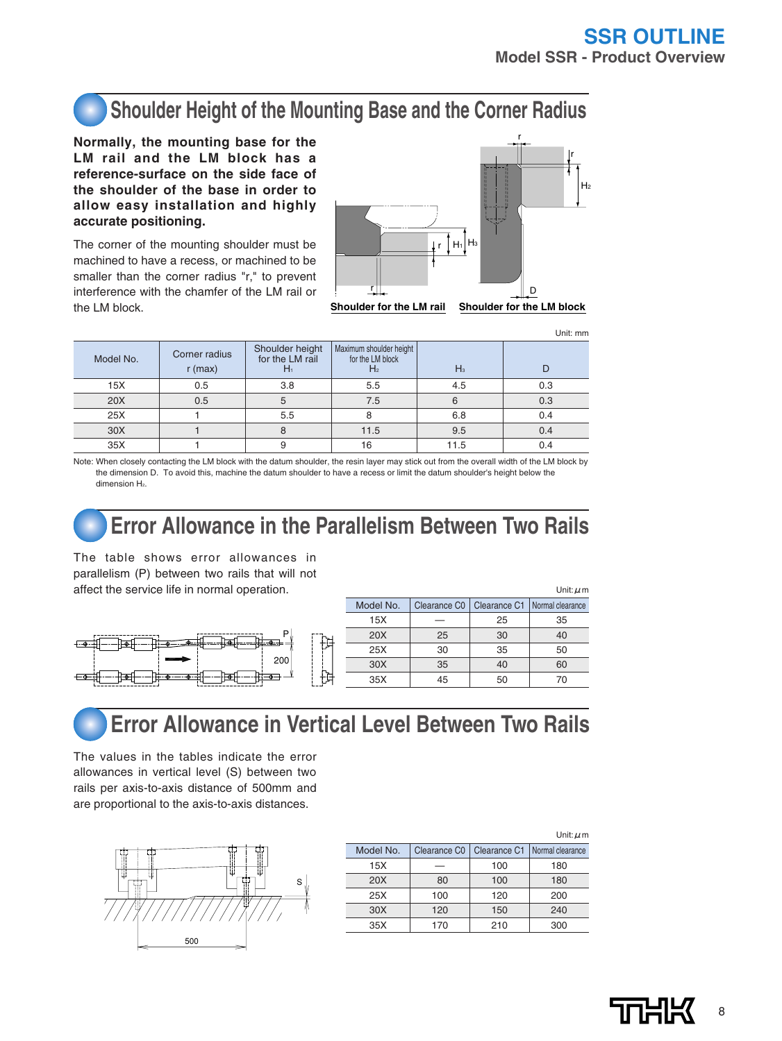## Shoulder Height of the Mounting Base and the Corner Radius

**Normally, the mounting base for the LM rail and the LM block has a reference-surface on the side face of the shoulder of the base in order to allow easy installation and highly accurate positioning.**

The corner of the mounting shoulder must be machined to have a recess, or machined to be smaller than the corner radius "r," to prevent interference with the chamfer of the LM rail or the LM block.

Shoulder for the LM rail    Shoulder for the LM block

Unit: mm

| Model No. | Corner radius r (max) | Shoulder height for the LM rail $H_1$ | Maximum shoulder height for the LM block $H_2$ | $H_3$ | D |
|---|---|---|---|---|---|
| 15X | 0.5 | 3.8 | 5.5 | 4.5 | 0.3 |
| 20X | 0.5 | 5 | 7.5 | 6 | 0.3 |
| 25X | 1 | 5.5 | 8 | 6.8 | 0.4 |
| 30X | 1 | 8 | 11.5 | 9.5 | 0.4 |
| 35X | 1 | 9 | 16 | 11.5 | 0.4 |

Note: When closely contacting the LM block with the datum shoulder, the resin layer may stick out from the overall width of the LM block by the dimension D. To avoid this, machine the datum shoulder to have a recess or limit the datum shoulder's height below the dimension $H_2$.

## Error Allowance in the Parallelism Between Two Rails

The table shows error allowances in parallelism (P) between two rails that will not affect the service life in normal operation.

Unit: μm

| Model No. | Clearance C0 | Clearance C1 | Normal clearance |
|---|---|---|---|
| 15X | — | 25 | 35 |
| 20X | 25 | 30 | 40 |
| 25X | 30 | 35 | 50 |
| 30X | 35 | 40 | 60 |
| 35X | 45 | 50 | 70 |

## Error Allowance in Vertical Level Between Two Rails

The values in the tables indicate the error allowances in vertical level (S) between two rails per axis-to-axis distance of 500mm and are proportional to the axis-to-axis distances.

Unit: μm

| Model No. | Clearance C0 | Clearance C1 | Normal clearance |
|---|---|---|---|
| 15X | — | 100 | 180 |
| 20X | 80 | 100 | 180 |
| 25X | 100 | 120 | 200 |
| 30X | 120 | 150 | 240 |
| 35X | 170 | 210 | 300 |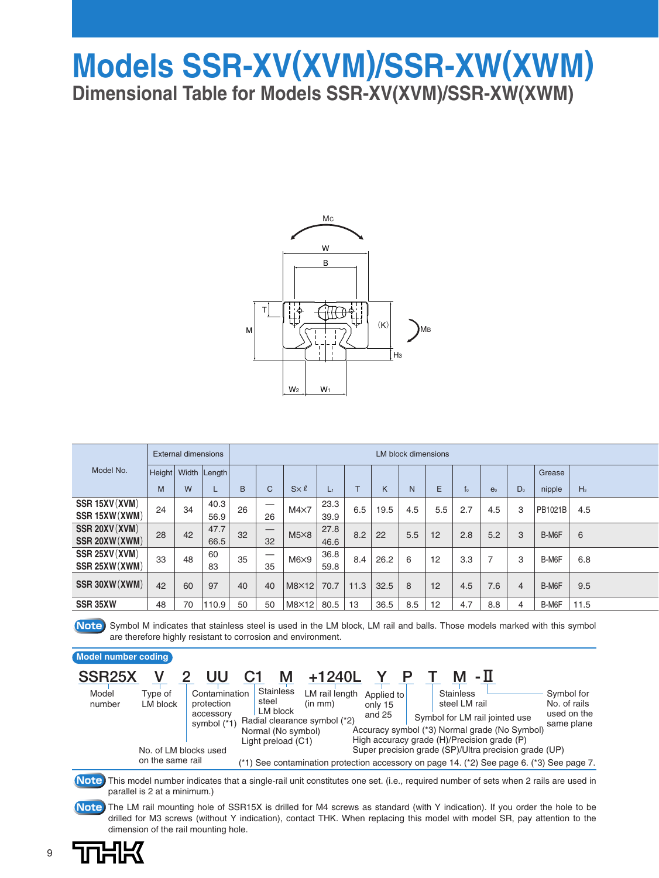# Models SSR-XV(XVM)/SSR-XW(XWM)

## Dimensional Table for Models SSR-XV(XVM)/SSR-XW(XWM)

| Model No. | External dimensions | | | LM block dimensions | | | | | | | | | | | | |
|---|---|---|---|---|---|---|---|---|---|---|---|---|---|---|---|---|
| | Height M | Width W | Length L | B | C | S×ℓ | $L_1$ | T | K | N | E | $f_0$ | $e_0$ | $D_0$ | Grease nipple | $H_3$ |
| **SSR 15XV(XVM)** | 24 | 34 | 40.3 | 26 | — | M4×7 | 23.3 | 6.5 | 19.5 | 4.5 | 5.5 | 2.7 | 4.5 | 3 | PB1021B | 4.5 |
| **SSR 15XW(XWM)** | | | 56.9 | | 26 | | 39.9 | | | | | | | | | |
| **SSR 20XV(XVM)** | 28 | 42 | 47.7 | 32 | — | M5×8 | 27.8 | 8.2 | 22 | 5.5 | 12 | 2.8 | 5.2 | 3 | B-M6F | 6 |
| **SSR 20XW(XWM)** | | | 66.5 | | 32 | | 46.6 | | | | | | | | | |
| **SSR 25XV(XVM)** | 33 | 48 | 60 | 35 | — | M6×9 | 36.8 | 8.4 | 26.2 | 6 | 12 | 3.3 | 7 | 3 | B-M6F | 6.8 |
| **SSR 25XW(XWM)** | | | 83 | | 35 | | 59.8 | | | | | | | | | |
| **SSR 30XW(XWM)** | 42 | 60 | 97 | 40 | 40 | M8×12 | 70.7 | 11.3 | 32.5 | 8 | 12 | 4.5 | 7.6 | 4 | B-M6F | 9.5 |
| **SSR 35XW** | 48 | 70 | 110.9 | 50 | 50 | M8×12 | 80.5 | 13 | 36.5 | 8.5 | 12 | 4.7 | 8.8 | 4 | B-M6F | 11.5 |

**Note** Symbol M indicates that stainless steel is used in the LM block, LM rail and balls. Those models marked with this symbol are therefore highly resistant to corrosion and environment.

**Model number coding**

**SSR25X V 2 UU C1 M +1240L Y P T M -Ⅱ**

- SSR25X: Model number
- V: Type of LM block
- 2: No. of LM blocks used on the same rail
- UU: Contamination protection accessory symbol (*1)
- C1: Radial clearance symbol (*2) Normal (No symbol) Light preload (C1)
- M: Stainless steel LM block
- +1240L: LM rail length (in mm)
- Y: Applied to only 15 and 25
- P: Accuracy symbol (*3) Normal grade (No Symbol) High accuracy grade (H)/Precision grade (P) Super precision grade (SP)/Ultra precision grade (UP)
- T: Symbol for LM rail jointed use
- M: Stainless steel LM rail
- -Ⅱ: Symbol for No. of rails used on the same plane

(*1) See contamination protection accessory on page 14. (*2) See page 6. (*3) See page 7.

**Note** This model number indicates that a single-rail unit constitutes one set. (i.e., required number of sets when 2 rails are used in parallel is 2 at a minimum.)

**Note** The LM rail mounting hole of SSR15X is drilled for M4 screws as standard (with Y indication). If you order the hole to be drilled for M3 screws (without Y indication), contact THK. When replacing this model with model SR, pay attention to the dimension of the rail mounting hole.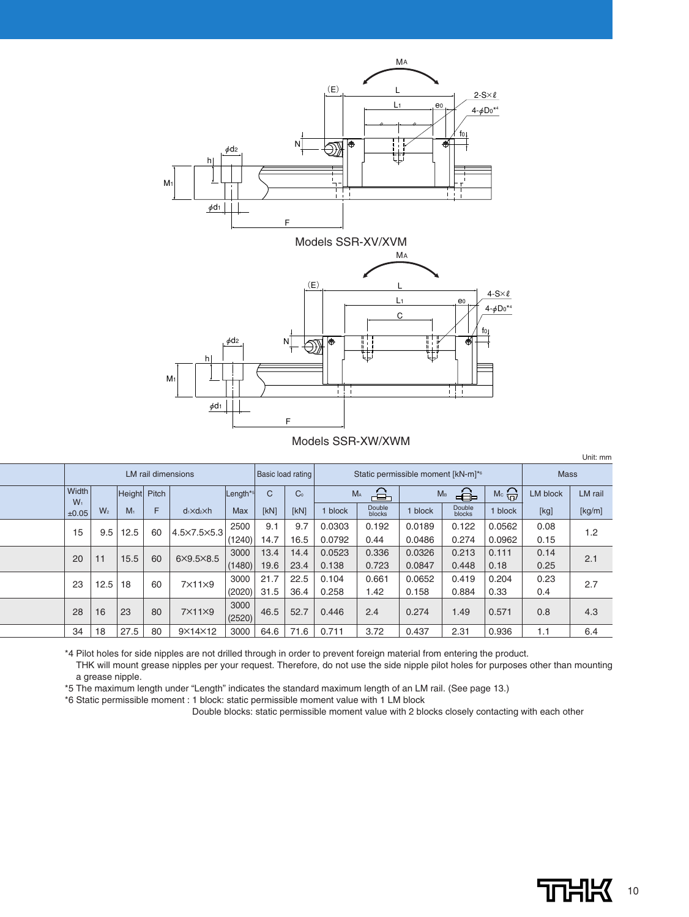Models SSR-XV/XVM

Models SSR-XW/XWM

Unit: mm

| LM rail dimensions | | | | | | Basic load rating | | Static permissible moment [kN-m]*6 | | | | | Mass | |
|---|---|---|---|---|---|---|---|---|---|---|---|---|---|---|
| Width $W_1$ | | Height | Pitch | | Length*5 | C | $C_0$ | $M_A$ | | $M_B$ | | $M_C$ | LM block | LM rail |
| ±0.05 | $W_2$ | $M_1$ | F | $d_1 \times d_2 \times h$ | Max | [kN] | [kN] | 1 block | Double blocks | 1 block | Double blocks | 1 block | [kg] | [kg/m] |
| 15 | 9.5 | 12.5 | 60 | 4.5×7.5×5.3 | 2500 | 9.1 | 9.7 | 0.0303 | 0.192 | 0.0189 | 0.122 | 0.0562 | 0.08 | 1.2 |
| | | | | | (1240) | 14.7 | 16.5 | 0.0792 | 0.44 | 0.0486 | 0.274 | 0.0962 | 0.15 | |
| 20 | 11 | 15.5 | 60 | 6×9.5×8.5 | 3000 | 13.4 | 14.4 | 0.0523 | 0.336 | 0.0326 | 0.213 | 0.111 | 0.14 | 2.1 |
| | | | | | (1480) | 19.6 | 23.4 | 0.138 | 0.723 | 0.0847 | 0.448 | 0.18 | 0.25 | |
| 23 | 12.5 | 18 | 60 | 7×11×9 | 3000 | 21.7 | 22.5 | 0.104 | 0.661 | 0.0652 | 0.419 | 0.204 | 0.23 | 2.7 |
| | | | | | (2020) | 31.5 | 36.4 | 0.258 | 1.42 | 0.158 | 0.884 | 0.33 | 0.4 | |
| 28 | 16 | 23 | 80 | 7×11×9 | 3000 (2520) | 46.5 | 52.7 | 0.446 | 2.4 | 0.274 | 1.49 | 0.571 | 0.8 | 4.3 |
| 34 | 18 | 27.5 | 80 | 9×14×12 | 3000 | 64.6 | 71.6 | 0.711 | 3.72 | 0.437 | 2.31 | 0.936 | 1.1 | 6.4 |

*4 Pilot holes for side nipples are not drilled through in order to prevent foreign material from entering the product.
THK will mount grease nipples per your request. Therefore, do not use the side nipple pilot holes for purposes other than mounting a grease nipple.

*5 The maximum length under "Length" indicates the standard maximum length of an LM rail. (See page 13.)

*6 Static permissible moment : 1 block: static permissible moment value with 1 LM block
Double blocks: static permissible moment value with 2 blocks closely contacting with each other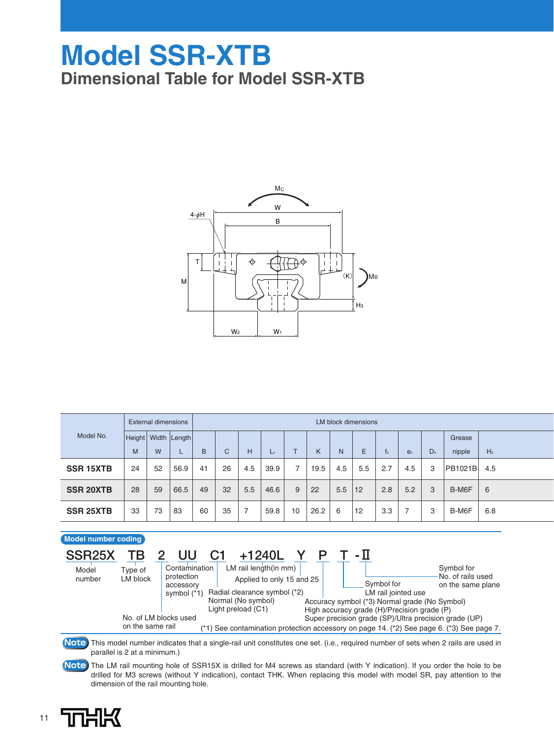# Model SSR-XTB

## Dimensional Table for Model SSR-XTB

| Model No. | External dimensions | | | LM block dimensions | | | | | | | | | | | | |
|---|---|---|---|---|---|---|---|---|---|---|---|---|---|---|---|---|
| | Height | Width | Length | | | | | | | | | | | | Grease | |
| | M | W | L | B | C | H | $L_1$ | T | K | N | E | $f_0$ | $e_0$ | $D_0$ | nipple | $H_3$ |
| **SSR 15XTB** | 24 | 52 | 56.9 | 41 | 26 | 4.5 | 39.9 | 7 | 19.5 | 4.5 | 5.5 | 2.7 | 4.5 | 3 | PB1021B | 4.5 |
| **SSR 20XTB** | 28 | 59 | 66.5 | 49 | 32 | 5.5 | 46.6 | 9 | 22 | 5.5 | 12 | 2.8 | 5.2 | 3 | B-M6F | 6 |
| **SSR 25XTB** | 33 | 73 | 83 | 60 | 35 | 7 | 59.8 | 10 | 26.2 | 6 | 12 | 3.3 | 7 | 3 | B-M6F | 6.8 |

**Model number coding**

SSR25X TB 2 UU C1 +1240L Y P T -Ⅱ

- SSR25X: Model number
- TB: Type of LM block
- 2: No. of LM blocks used on the same rail
- UU: Contamination protection accessory symbol (*1)
- C1: Radial clearance symbol (*2) Normal (No symbol) Light preload (C1)
- +1240L: LM rail length(in mm)
- Y: Applied to only 15 and 25
- P: Accuracy symbol (*3) Normal grade (No Symbol) High accuracy grade (H)/Precision grade (P) Super precision grade (SP)/Ultra precision grade (UP)
- T: Symbol for LM rail jointed use
- -Ⅱ: Symbol for No. of rails used on the same plane

(*1) See contamination protection accessory on page 14. (*2) See page 6. (*3) See page 7.

**Note** This model number indicates that a single-rail unit constitutes one set. (i.e., required number of sets when 2 rails are used in parallel is 2 at a minimum.)

**Note** The LM rail mounting hole of SSR15X is drilled for M4 screws as standard (with Y indication). If you order the hole to be drilled for M3 screws (without Y indication), contact THK. When replacing this model with model SR, pay attention to the dimension of the rail mounting hole.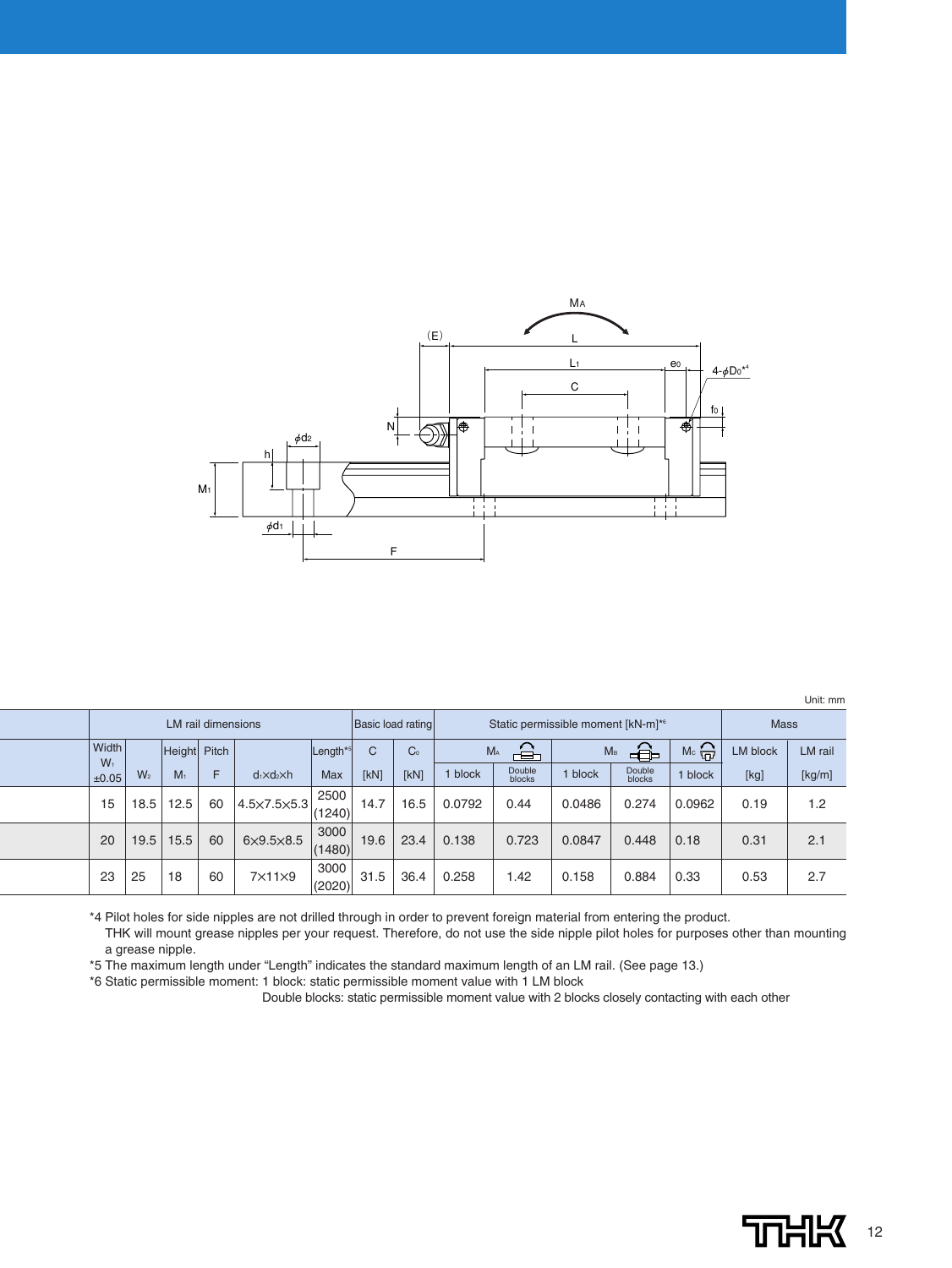Unit: mm

| LM rail dimensions | | | | | | Basic load rating | | Static permissible moment [kN-m][*6] | | | | | Mass | |
|---|---|---|---|---|---|---|---|---|---|---|---|---|---|---|
| Width $W_1$ ±0.05 | $W_2$ | Height $M_1$ | Pitch F | $d_1 \times d_2 \times h$ | Length[*5] Max | C [kN] | $C_0$ [kN] | $M_A$ 1 block | $M_A$ Double blocks | $M_B$ 1 block | $M_B$ Double blocks | $M_C$ 1 block | LM block [kg] | LM rail [kg/m] |
| 15 | 18.5 | 12.5 | 60 | 4.5×7.5×5.3 | 2500 (1240) | 14.7 | 16.5 | 0.0792 | 0.44 | 0.0486 | 0.274 | 0.0962 | 0.19 | 1.2 |
| 20 | 19.5 | 15.5 | 60 | 6×9.5×8.5 | 3000 (1480) | 19.6 | 23.4 | 0.138 | 0.723 | 0.0847 | 0.448 | 0.18 | 0.31 | 2.1 |
| 23 | 25 | 18 | 60 | 7×11×9 | 3000 (2020) | 31.5 | 36.4 | 0.258 | 1.42 | 0.158 | 0.884 | 0.33 | 0.53 | 2.7 |

*4 Pilot holes for side nipples are not drilled through in order to prevent foreign material from entering the product. THK will mount grease nipples per your request. Therefore, do not use the side nipple pilot holes for purposes other than mounting a grease nipple.

*5 The maximum length under "Length" indicates the standard maximum length of an LM rail. (See page 13.)

*6 Static permissible moment: 1 block: static permissible moment value with 1 LM block
Double blocks: static permissible moment value with 2 blocks closely contacting with each other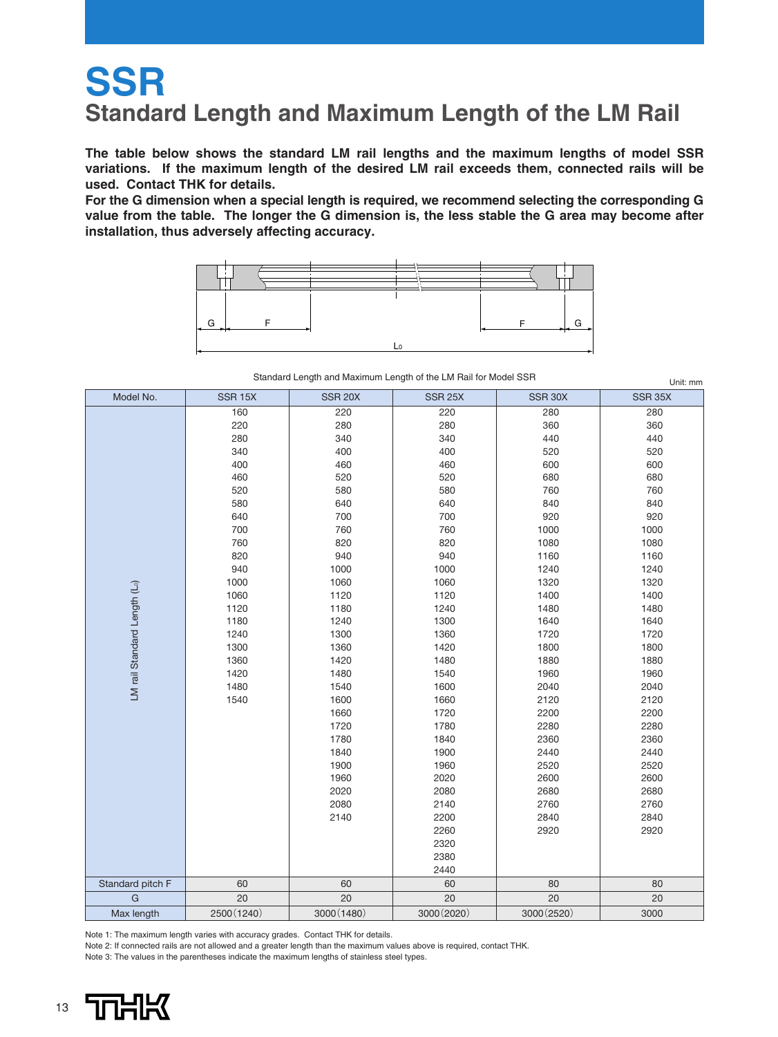# SSR

## Standard Length and Maximum Length of the LM Rail

**The table below shows the standard LM rail lengths and the maximum lengths of model SSR variations. If the maximum length of the desired LM rail exceeds them, connected rails will be used. Contact THK for details.**

**For the G dimension when a special length is required, we recommend selecting the corresponding G value from the table. The longer the G dimension is, the less stable the G area may become after installation, thus adversely affecting accuracy.**

G F F G

$L_0$

Standard Length and Maximum Length of the LM Rail for Model SSR

Unit: mm

| Model No. | SSR 15X | SSR 20X | SSR 25X | SSR 30X | SSR 35X |
|---|---|---|---|---|---|
| LM rail Standard Length ($L_0$) | 160 | 220 | 220 | 280 | 280 |
| | 220 | 280 | 280 | 360 | 360 |
| | 280 | 340 | 340 | 440 | 440 |
| | 340 | 400 | 400 | 520 | 520 |
| | 400 | 460 | 460 | 600 | 600 |
| | 460 | 520 | 520 | 680 | 680 |
| | 520 | 580 | 580 | 760 | 760 |
| | 580 | 640 | 640 | 840 | 840 |
| | 640 | 700 | 700 | 920 | 920 |
| | 700 | 760 | 760 | 1000 | 1000 |
| | 760 | 820 | 820 | 1080 | 1080 |
| | 820 | 940 | 940 | 1160 | 1160 |
| | 940 | 1000 | 1000 | 1240 | 1240 |
| | 1000 | 1060 | 1060 | 1320 | 1320 |
| | 1060 | 1120 | 1120 | 1400 | 1400 |
| | 1120 | 1180 | 1240 | 1480 | 1480 |
| | 1180 | 1240 | 1300 | 1640 | 1640 |
| | 1240 | 1300 | 1360 | 1720 | 1720 |
| | 1300 | 1360 | 1420 | 1800 | 1800 |
| | 1360 | 1420 | 1480 | 1880 | 1880 |
| | 1420 | 1480 | 1540 | 1960 | 1960 |
| | 1480 | 1540 | 1600 | 2040 | 2040 |
| | 1540 | 1600 | 1660 | 2120 | 2120 |
| | | 1660 | 1720 | 2200 | 2200 |
| | | 1720 | 1780 | 2280 | 2280 |
| | | 1780 | 1840 | 2360 | 2360 |
| | | 1840 | 1900 | 2440 | 2440 |
| | | 1900 | 1960 | 2520 | 2520 |
| | | 1960 | 2020 | 2600 | 2600 |
| | | 2020 | 2080 | 2680 | 2680 |
| | | 2080 | 2140 | 2760 | 2760 |
| | | 2140 | 2200 | 2840 | 2840 |
| | | | 2260 | 2920 | 2920 |
| | | | 2320 | | |
| | | | 2380 | | |
| | | | 2440 | | |
| Standard pitch F | 60 | 60 | 60 | 80 | 80 |
| G | 20 | 20 | 20 | 20 | 20 |
| Max length | 2500(1240) | 3000(1480) | 3000(2020) | 3000(2520) | 3000 |

Note 1: The maximum length varies with accuracy grades. Contact THK for details.

Note 2: If connected rails are not allowed and a greater length than the maximum values above is required, contact THK.

Note 3: The values in the parentheses indicate the maximum lengths of stainless steel types.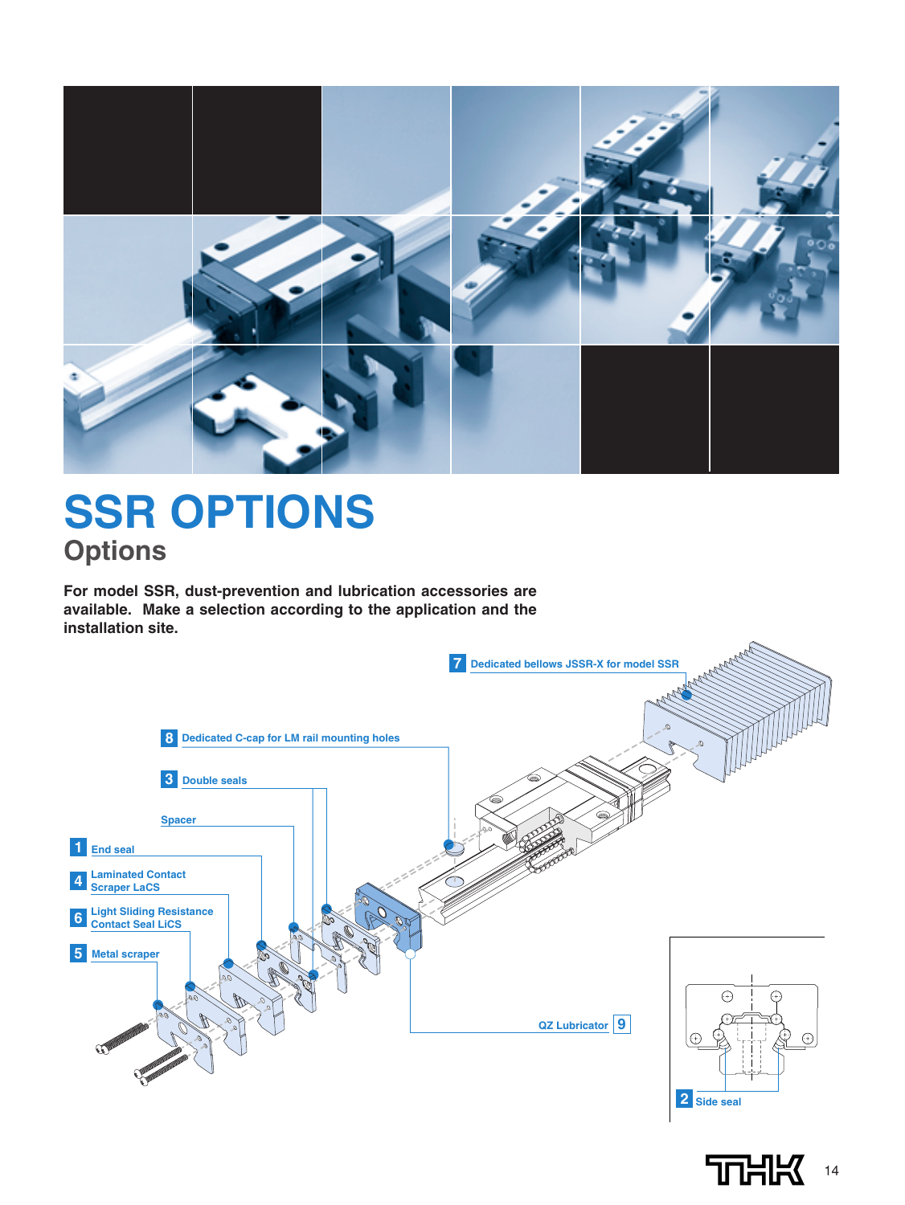# SSR OPTIONS

## Options

**For model SSR, dust-prevention and lubrication accessories are available. Make a selection according to the application and the installation site.**

7 Dedicated bellows JSSR-X for model SSR

8 Dedicated C-cap for LM rail mounting holes

3 Double seals

Spacer

1 End seal

4 Laminated Contact Scraper LaCS

6 Light Sliding Resistance Contact Seal LiCS

5 Metal scraper

QZ Lubricator 9

2 Side seal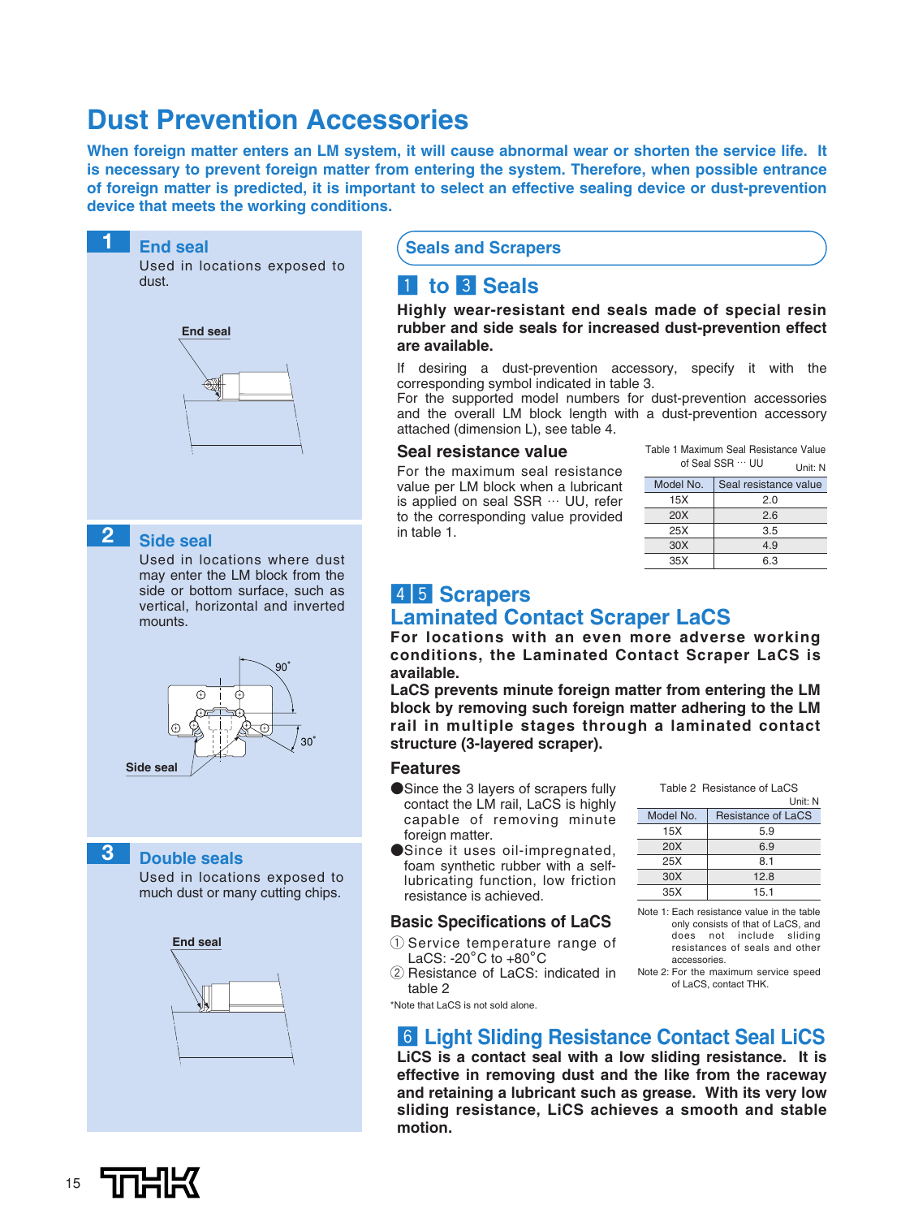# Dust Prevention Accessories

**When foreign matter enters an LM system, it will cause abnormal wear or shorten the service life. It is necessary to prevent foreign matter from entering the system. Therefore, when possible entrance of foreign matter is predicted, it is important to select an effective sealing device or dust-prevention device that meets the working conditions.**

## 1 End seal

Used in locations exposed to dust.

End seal

## 2 Side seal

Used in locations where dust may enter the LM block from the side or bottom surface, such as vertical, horizontal and inverted mounts.

90°

30°

Side seal

## 3 Double seals

Used in locations exposed to much dust or many cutting chips.

End seal

## Seals and Scrapers

### 1 to 3 Seals

**Highly wear-resistant end seals made of special resin rubber and side seals for increased dust-prevention effect are available.**

If desiring a dust-prevention accessory, specify it with the corresponding symbol indicated in table 3.
For the supported model numbers for dust-prevention accessories and the overall LM block length with a dust-prevention accessory attached (dimension L), see table 4.

#### Seal resistance value

For the maximum seal resistance value per LM block when a lubricant is applied on seal SSR ··· UU, refer to the corresponding value provided in table 1.

Table 1 Maximum Seal Resistance Value of Seal SSR ··· UU

Unit: N

| Model No. | Seal resistance value |
|---|---|
| 15X | 2.0 |
| 20X | 2.6 |
| 25X | 3.5 |
| 30X | 4.9 |
| 35X | 6.3 |

### 4 5 Scrapers

### Laminated Contact Scraper LaCS

**For locations with an even more adverse working conditions, the Laminated Contact Scraper LaCS is available.**
**LaCS prevents minute foreign matter from entering the LM block by removing such foreign matter adhering to the LM rail in multiple stages through a laminated contact structure (3-layered scraper).**

#### Features

- Since the 3 layers of scrapers fully contact the LM rail, LaCS is highly capable of removing minute foreign matter.
- Since it uses oil-impregnated, foam synthetic rubber with a self-lubricating function, low friction resistance is achieved.

Table 2 Resistance of LaCS

Unit: N

| Model No. | Resistance of LaCS |
|---|---|
| 15X | 5.9 |
| 20X | 6.9 |
| 25X | 8.1 |
| 30X | 12.8 |
| 35X | 15.1 |

Note 1: Each resistance value in the table only consists of that of LaCS, and does not include sliding resistances of seals and other accessories.
Note 2: For the maximum service speed of LaCS, contact THK.

#### Basic Specifications of LaCS

① Service temperature range of LaCS: -20°C to +80°C
② Resistance of LaCS: indicated in table 2

*Note that LaCS is not sold alone.

### 6 Light Sliding Resistance Contact Seal LiCS

**LiCS is a contact seal with a low sliding resistance. It is effective in removing dust and the like from the raceway and retaining a lubricant such as grease. With its very low sliding resistance, LiCS achieves a smooth and stable motion.**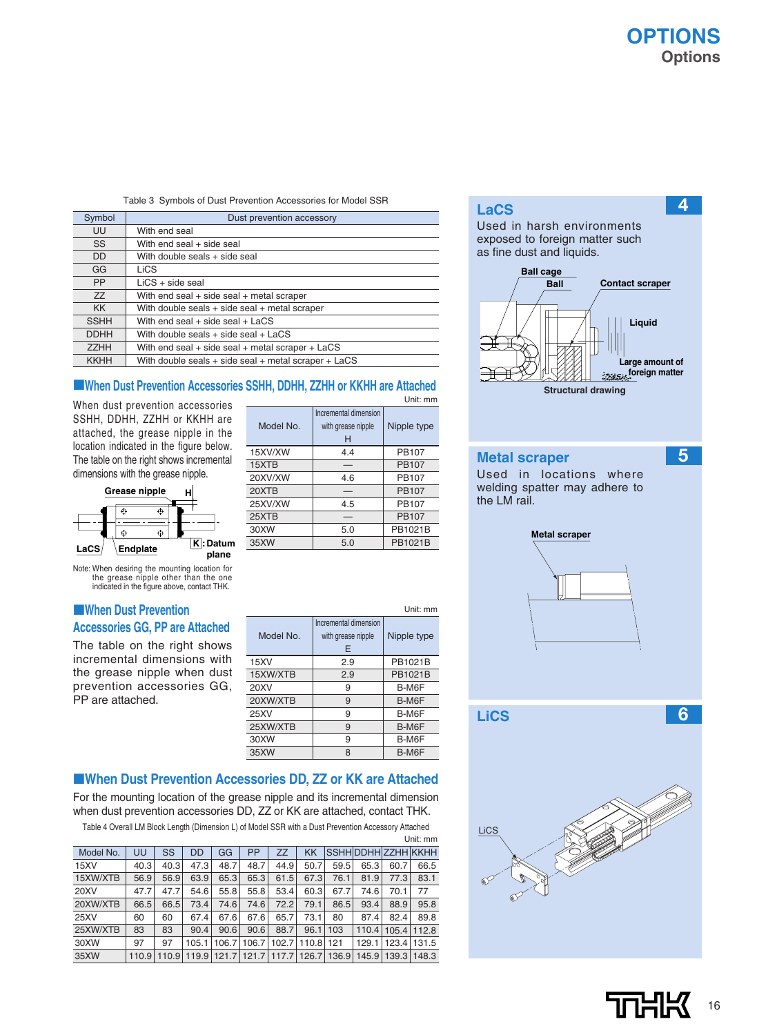# OPTIONS
## Options

Table 3 Symbols of Dust Prevention Accessories for Model SSR

| Symbol | Dust prevention accessory |
|---|---|
| UU | With end seal |
| SS | With end seal + side seal |
| DD | With double seals + side seal |
| GG | LiCS |
| PP | LiCS + side seal |
| ZZ | With end seal + side seal + metal scraper |
| KK | With double seals + side seal + metal scraper |
| SSHH | With end seal + side seal + LaCS |
| DDHH | With double seals + side seal + LaCS |
| ZZHH | With end seal + side seal + metal scraper + LaCS |
| KKHH | With double seals + side seal + metal scraper + LaCS |

### ■When Dust Prevention Accessories SSHH, DDHH, ZZHH or KKHH are Attached

When dust prevention accessories SSHH, DDHH, ZZHH or KKHH are attached, the grease nipple in the location indicated in the figure below. The table on the right shows incremental dimensions with the grease nipple.

Grease nipple, H, LaCS, Endplate, K: Datum plane

Note: When desiring the mounting location for the grease nipple other than the one indicated in the figure above, contact THK.

Unit: mm

| Model No. | Incremental dimension with grease nipple H | Nipple type |
|---|---|---|
| 15XV/XW | 4.4 | PB107 |
| 15XTB | — | PB107 |
| 20XV/XW | 4.6 | PB107 |
| 20XTB | — | PB107 |
| 25XV/XW | 4.5 | PB107 |
| 25XTB | — | PB107 |
| 30XW | 5.0 | PB1021B |
| 35XW | 5.0 | PB1021B |

### ■When Dust Prevention Accessories GG, PP are Attached

The table on the right shows incremental dimensions with the grease nipple when dust prevention accessories GG, PP are attached.

Unit: mm

| Model No. | Incremental dimension with grease nipple E | Nipple type |
|---|---|---|
| 15XV | 2.9 | PB1021B |
| 15XW/XTB | 2.9 | PB1021B |
| 20XV | 9 | B-M6F |
| 20XW/XTB | 9 | B-M6F |
| 25XV | 9 | B-M6F |
| 25XW/XTB | 9 | B-M6F |
| 30XW | 9 | B-M6F |
| 35XW | 8 | B-M6F |

### ■When Dust Prevention Accessories DD, ZZ or KK are Attached

For the mounting location of the grease nipple and its incremental dimension when dust prevention accessories DD, ZZ or KK are attached, contact THK.

Table 4 Overall LM Block Length (Dimension L) of Model SSR with a Dust Prevention Accessory Attached

Unit: mm

| Model No. | UU | SS | DD | GG | PP | ZZ | KK | SSHH | DDHH | ZZHH | KKHH |
|---|---|---|---|---|---|---|---|---|---|---|---|
| 15XV | 40.3 | 40.3 | 47.3 | 48.7 | 48.7 | 44.9 | 50.7 | 59.5 | 65.3 | 60.7 | 66.5 |
| 15XW/XTB | 56.9 | 56.9 | 63.9 | 65.3 | 65.3 | 61.5 | 67.3 | 76.1 | 81.9 | 77.3 | 83.1 |
| 20XV | 47.7 | 47.7 | 54.6 | 55.8 | 55.8 | 53.4 | 60.3 | 67.7 | 74.6 | 70.1 | 77 |
| 20XW/XTB | 66.5 | 66.5 | 73.4 | 74.6 | 74.6 | 72.2 | 79.1 | 86.5 | 93.4 | 88.9 | 95.8 |
| 25XV | 60 | 60 | 67.4 | 67.6 | 67.6 | 65.7 | 73.1 | 80 | 87.4 | 82.4 | 89.8 |
| 25XW/XTB | 83 | 83 | 90.4 | 90.6 | 90.6 | 88.7 | 96.1 | 103 | 110.4 | 105.4 | 112.8 |
| 30XW | 97 | 97 | 105.1 | 106.7 | 106.7 | 102.7 | 110.8 | 121 | 129.1 | 123.4 | 131.5 |
| 35XW | 110.9 | 110.9 | 119.9 | 121.7 | 121.7 | 117.7 | 126.7 | 136.9 | 145.9 | 139.3 | 148.3 |

### LaCS 4

Used in harsh environments exposed to foreign matter such as fine dust and liquids.

Ball cage, Ball, Contact scraper, Liquid, Large amount of foreign matter

Structural drawing

### Metal scraper 5

Used in locations where welding spatter may adhere to the LM rail.

Metal scraper

### LiCS 6

LiCS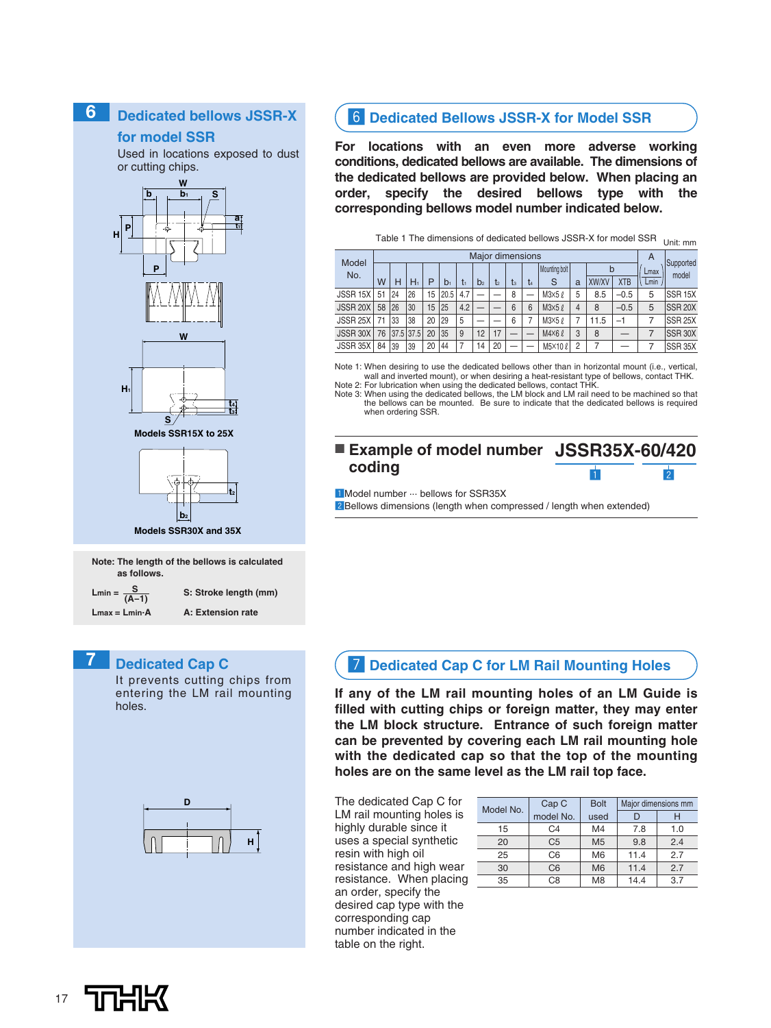## 6 Dedicated bellows JSSR-X for model SSR

Used in locations exposed to dust or cutting chips.

Models SSR15X to 25X

Models SSR30X and 35X

**Note: The length of the bellows is calculated as follows.**

$L_{min} = \frac{S}{(A-1)}$ S: Stroke length (mm)

$L_{max} = L_{min} \cdot A$ A: Extension rate

## 6 Dedicated Bellows JSSR-X for Model SSR

**For locations with an even more adverse working conditions, dedicated bellows are available. The dimensions of the dedicated bellows are provided below. When placing an order, specify the desired bellows type with the corresponding bellows model number indicated below.**

Table 1 The dimensions of dedicated bellows JSSR-X for model SSR

Unit: mm

| Model No. | Major dimensions | | | | | | | | | | | | | A | Supported model |
|---|---|---|---|---|---|---|---|---|---|---|---|---|---|---|---|
| | W | H | $H_1$ | P | $b_1$ | $t_1$ | $b_2$ | $t_2$ | $t_3$ | $t_4$ | Mounting bolt S | a | b XW/XV | b XTB | $\left(\frac{L_{max}}{L_{min}}\right)$ | |
| JSSR 15X | 51 | 24 | 26 | 15 | 20.5 | 4.7 | — | — | 8 | — | M3×5 ℓ | 5 | 8.5 | –0.5 | 5 | SSR 15X |
| JSSR 20X | 58 | 26 | 30 | 15 | 25 | 4.2 | — | — | 6 | 6 | M3×5 ℓ | 4 | 8 | –0.5 | 5 | SSR 20X |
| JSSR 25X | 71 | 33 | 38 | 20 | 29 | 5 | — | — | 6 | 7 | M3×5 ℓ | 7 | 11.5 | –1 | 7 | SSR 25X |
| JSSR 30X | 76 | 37.5 | 37.5 | 20 | 35 | 9 | 12 | 17 | — | — | M4×6 ℓ | 3 | 8 | — | 7 | SSR 30X |
| JSSR 35X | 84 | 39 | 39 | 20 | 44 | 7 | 14 | 20 | — | — | M5×10 ℓ | 2 | 7 | — | 7 | SSR 35X |

Note 1: When desiring to use the dedicated bellows other than in horizontal mount (i.e., vertical, wall and inverted mount), or when desiring a heat-resistant type of bellows, contact THK.
Note 2: For lubrication when using the dedicated bellows, contact THK.
Note 3: When using the dedicated bellows, the LM block and LM rail need to be machined so that the bellows can be mounted. Be sure to indicate that the dedicated bellows is required when ordering SSR.

### ■ Example of model number coding

**JSSR35X-60/420**

1 Model number ··· bellows for SSR35X
2 Bellows dimensions (length when compressed / length when extended)

## 7 Dedicated Cap C

It prevents cutting chips from entering the LM rail mounting holes.

## 7 Dedicated Cap C for LM Rail Mounting Holes

**If any of the LM rail mounting holes of an LM Guide is filled with cutting chips or foreign matter, they may enter the LM block structure. Entrance of such foreign matter can be prevented by covering each LM rail mounting hole with the dedicated cap so that the top of the mounting holes are on the same level as the LM rail top face.**

The dedicated Cap C for LM rail mounting holes is highly durable since it uses a special synthetic resin with high oil resistance and high wear resistance. When placing an order, specify the desired cap type with the corresponding cap number indicated in the table on the right.

| Model No. | Cap C model No. | Bolt used | Major dimensions mm D | H |
|---|---|---|---|---|
| 15 | C4 | M4 | 7.8 | 1.0 |
| 20 | C5 | M5 | 9.8 | 2.4 |
| 25 | C6 | M6 | 11.4 | 2.7 |
| 30 | C6 | M6 | 11.4 | 2.7 |
| 35 | C8 | M8 | 14.4 | 3.7 |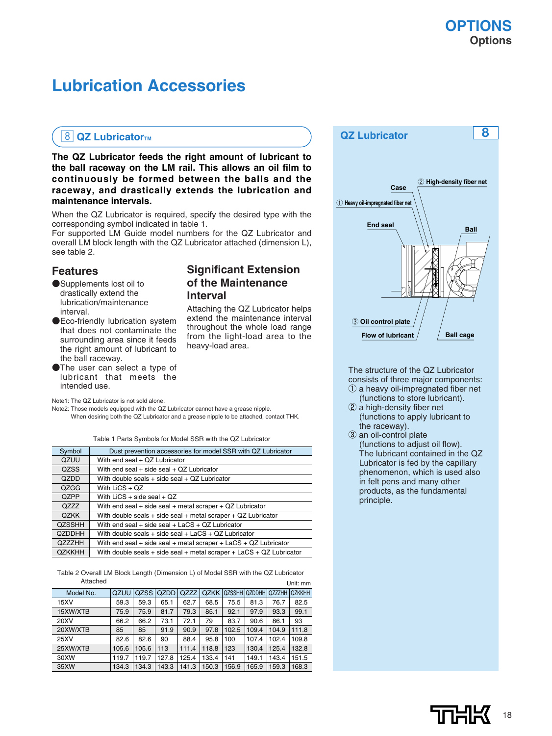# Lubrication Accessories

## 8 QZ Lubricator™

**The QZ Lubricator feeds the right amount of lubricant to the ball raceway on the LM rail. This allows an oil film to continuously be formed between the balls and the raceway, and drastically extends the lubrication and maintenance intervals.**

When the QZ Lubricator is required, specify the desired type with the corresponding symbol indicated in table 1.
For supported LM Guide model numbers for the QZ Lubricator and overall LM block length with the QZ Lubricator attached (dimension L), see table 2.

### Features

- Supplements lost oil to drastically extend the lubrication/maintenance interval.
- Eco-friendly lubrication system that does not contaminate the surrounding area since it feeds the right amount of lubricant to the ball raceway.
- The user can select a type of lubricant that meets the intended use.

### Significant Extension of the Maintenance Interval

Attaching the QZ Lubricator helps extend the maintenance interval throughout the whole load range from the light-load area to the heavy-load area.

Note1: The QZ Lubricator is not sold alone.
Note2: Those models equipped with the QZ Lubricator cannot have a grease nipple.
When desiring both the QZ Lubricator and a grease nipple to be attached, contact THK.

Table 1 Parts Symbols for Model SSR with the QZ Lubricator

| Symbol | Dust prevention accessories for model SSR with QZ Lubricator |
|---|---|
| QZUU | With end seal + QZ Lubricator |
| QZSS | With end seal + side seal + QZ Lubricator |
| QZDD | With double seals + side seal + QZ Lubricator |
| QZGG | With LiCS + QZ |
| QZPP | With LiCS + side seal + QZ |
| QZZZ | With end seal + side seal + metal scraper + QZ Lubricator |
| QZKK | With double seals + side seal + metal scraper + QZ Lubricator |
| QZSSHH | With end seal + side seal + LaCS + QZ Lubricator |
| QZDDHH | With double seals + side seal + LaCS + QZ Lubricator |
| QZZZHH | With end seal + side seal + metal scraper + LaCS + QZ Lubricator |
| QZKKHH | With double seals + side seal + metal scraper + LaCS + QZ Lubricator |

Table 2 Overall LM Block Length (Dimension L) of Model SSR with the QZ Lubricator Attached

Unit: mm

| Model No. | QZUU | QZSS | QZDD | QZZZ | QZKK | QZSSHH | QZDDHH | QZZZHH | QZKKHH |
|---|---|---|---|---|---|---|---|---|---|
| 15XV | 59.3 | 59.3 | 65.1 | 62.7 | 68.5 | 75.5 | 81.3 | 76.7 | 82.5 |
| 15XW/XTB | 75.9 | 75.9 | 81.7 | 79.3 | 85.1 | 92.1 | 97.9 | 93.3 | 99.1 |
| 20XV | 66.2 | 66.2 | 73.1 | 72.1 | 79 | 83.7 | 90.6 | 86.1 | 93 |
| 20XW/XTB | 85 | 85 | 91.9 | 90.9 | 97.8 | 102.5 | 109.4 | 104.9 | 111.8 |
| 25XV | 82.6 | 82.6 | 90 | 88.4 | 95.8 | 100 | 107.4 | 102.4 | 109.8 |
| 25XW/XTB | 105.6 | 105.6 | 113 | 111.4 | 118.8 | 123 | 130.4 | 125.4 | 132.8 |
| 30XW | 119.7 | 119.7 | 127.8 | 125.4 | 133.4 | 141 | 149.1 | 143.4 | 151.5 |
| 35XW | 134.3 | 134.3 | 143.3 | 141.3 | 150.3 | 156.9 | 165.9 | 159.3 | 168.3 |

## QZ Lubricator 8

Case
② High-density fiber net
① Heavy oil-impregnated fiber net
End seal
Ball
③ Oil control plate
Flow of lubricant
Ball cage

The structure of the QZ Lubricator consists of three major components:
① a heavy oil-impregnated fiber net (functions to store lubricant).
② a high-density fiber net (functions to apply lubricant to the raceway).
③ an oil-control plate (functions to adjust oil flow).
The lubricant contained in the QZ Lubricator is fed by the capillary phenomenon, which is used also in felt pens and many other products, as the fundamental principle.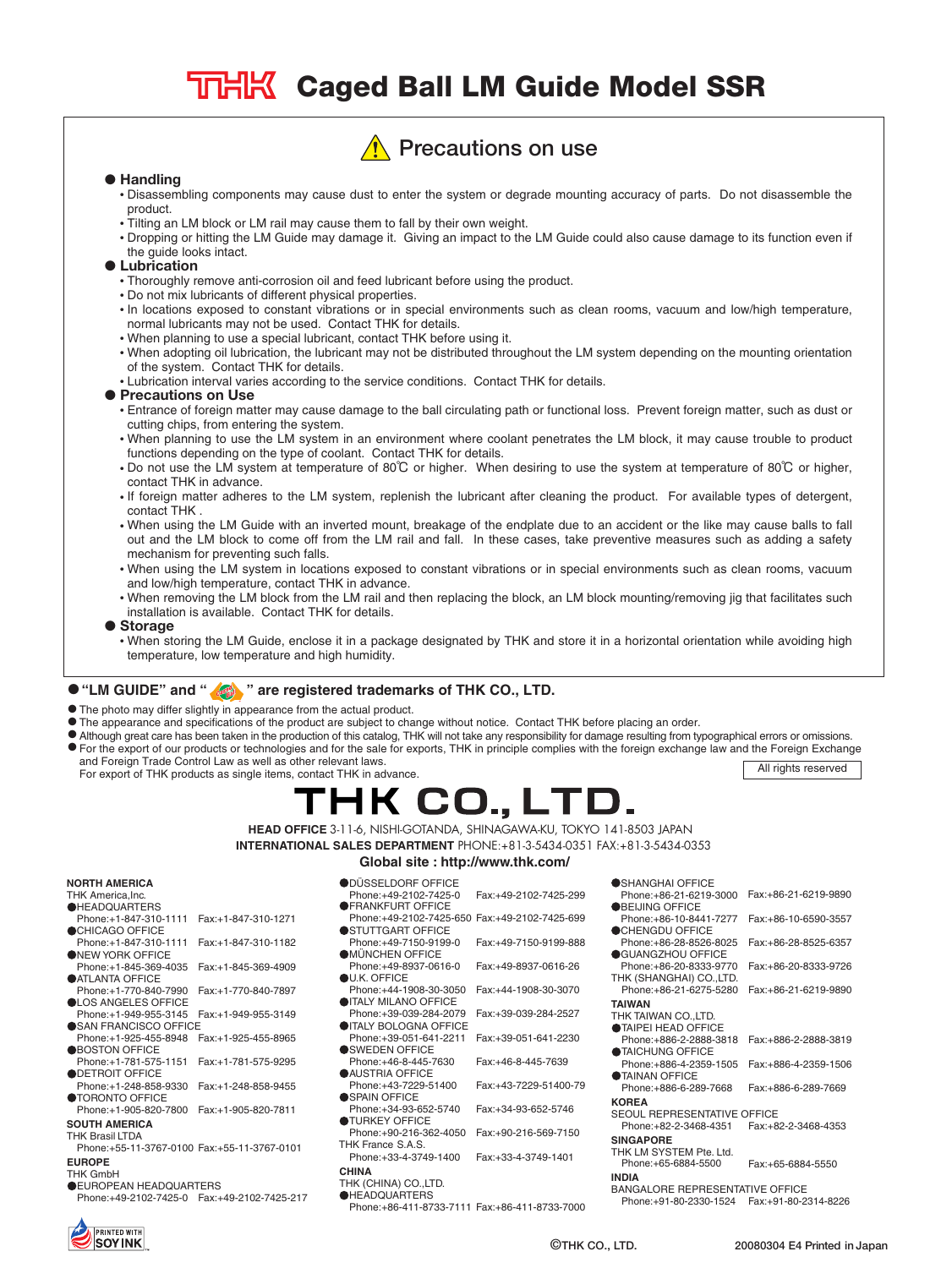# THK Caged Ball LM Guide Model SSR

## ⚠ Precautions on use

● **Handling**

- Disassembling components may cause dust to enter the system or degrade mounting accuracy of parts. Do not disassemble the product.
- Tilting an LM block or LM rail may cause them to fall by their own weight.
- Dropping or hitting the LM Guide may damage it. Giving an impact to the LM Guide could also cause damage to its function even if the guide looks intact.

● **Lubrication**

- Thoroughly remove anti-corrosion oil and feed lubricant before using the product.
- Do not mix lubricants of different physical properties.
- In locations exposed to constant vibrations or in special environments such as clean rooms, vacuum and low/high temperature, normal lubricants may not be used. Contact THK for details.
- When planning to use a special lubricant, contact THK before using it.
- When adopting oil lubrication, the lubricant may not be distributed throughout the LM system depending on the mounting orientation of the system. Contact THK for details.
- Lubrication interval varies according to the service conditions. Contact THK for details.

● **Precautions on Use**

- Entrance of foreign matter may cause damage to the ball circulating path or functional loss. Prevent foreign matter, such as dust or cutting chips, from entering the system.
- When planning to use the LM system in an environment where coolant penetrates the LM block, it may cause trouble to product functions depending on the type of coolant. Contact THK for details.
- Do not use the LM system at temperature of 80℃ or higher. When desiring to use the system at temperature of 80℃ or higher, contact THK in advance.
- If foreign matter adheres to the LM system, replenish the lubricant after cleaning the product. For available types of detergent, contact THK .
- When using the LM Guide with an inverted mount, breakage of the endplate due to an accident or the like may cause balls to fall out and the LM block to come off from the LM rail and fall. In these cases, take preventive measures such as adding a safety mechanism for preventing such falls.
- When using the LM system in locations exposed to constant vibrations or in special environments such as clean rooms, vacuum and low/high temperature, contact THK in advance.
- When removing the LM block from the LM rail and then replacing the block, an LM block mounting/removing jig that facilitates such installation is available. Contact THK for details.

● **Storage**

- When storing the LM Guide, enclose it in a package designated by THK and store it in a horizontal orientation while avoiding high temperature, low temperature and high humidity.

● **"LM GUIDE" and " " are registered trademarks of THK CO., LTD.**

- The photo may differ slightly in appearance from the actual product.
- The appearance and specifications of the product are subject to change without notice. Contact THK before placing an order.
- Although great care has been taken in the production of this catalog, THK will not take any responsibility for damage resulting from typographical errors or omissions.
- For the export of our products or technologies and for the sale for exports, THK in principle complies with the foreign exchange law and the Foreign Exchange and Foreign Trade Control Law as well as other relevant laws.
  For export of THK products as single items, contact THK in advance.

All rights reserved

# THK CO., LTD.

**HEAD OFFICE** 3-11-6, NISHI-GOTANDA, SHINAGAWA-KU, TOKYO 141-8503 JAPAN
**INTERNATIONAL SALES DEPARTMENT** PHONE:+81-3-5434-0351 FAX:+81-3-5434-0353
**Global site : http://www.thk.com/**

**NORTH AMERICA**
THK America,Inc.
- ●HEADQUARTERS
  Phone:+1-847-310-1111 Fax:+1-847-310-1271
- ●CHICAGO OFFICE
  Phone:+1-847-310-1111 Fax:+1-847-310-1182
- ●NEW YORK OFFICE
  Phone:+1-845-369-4035 Fax:+1-845-369-4909
- ●ATLANTA OFFICE
  Phone:+1-770-840-7990 Fax:+1-770-840-7897
- ●LOS ANGELES OFFICE
  Phone:+1-949-955-3145 Fax:+1-949-955-3149
- ●SAN FRANCISCO OFFICE
  Phone:+1-925-455-8948 Fax:+1-925-455-8965
- ●BOSTON OFFICE
  Phone:+1-781-575-1151 Fax:+1-781-575-9295
- ●DETROIT OFFICE
  Phone:+1-248-858-9330 Fax:+1-248-858-9455
- ●TORONTO OFFICE
  Phone:+1-905-820-7800 Fax:+1-905-820-7811

**SOUTH AMERICA**
THK Brasil LTDA
Phone:+55-11-3767-0100 Fax:+55-11-3767-0101

**EUROPE**
THK GmbH
- ●EUROPEAN HEADQUARTERS
  Phone:+49-2102-7425-0 Fax:+49-2102-7425-217
- ●DÜSSELDORF OFFICE
  Phone:+49-2102-7425-0 Fax:+49-2102-7425-299
- ●FRANKFURT OFFICE
  Phone:+49-2102-7425-650 Fax:+49-2102-7425-699
- ●STUTTGART OFFICE
  Phone:+49-7150-9199-0 Fax:+49-7150-9199-888
- ●MÜNCHEN OFFICE
  Phone:+49-8937-0616-0 Fax:+49-8937-0616-26
- ●U.K. OFFICE
  Phone:+44-1908-30-3050 Fax:+44-1908-30-3070
- ●ITALY MILANO OFFICE
  Phone:+39-039-284-2079 Fax:+39-039-284-2527
- ●ITALY BOLOGNA OFFICE
  Phone:+39-051-641-2211 Fax:+39-051-641-2230
- ●SWEDEN OFFICE
  Phone:+46-8-445-7630 Fax:+46-8-445-7639
- ●AUSTRIA OFFICE
  Phone:+43-7229-51400 Fax:+43-7229-51400-79
- ●SPAIN OFFICE
  Phone:+34-93-652-5740 Fax:+34-93-652-5746
- ●TURKEY OFFICE
  Phone:+90-216-362-4050 Fax:+90-216-569-7150

THK France S.A.S.
Phone:+33-4-3749-1400 Fax:+33-4-3749-1401

**CHINA**
THK (CHINA) CO.,LTD.
- ●HEADQUARTERS
  Phone:+86-411-8733-7111 Fax:+86-411-8733-7000
- ●SHANGHAI OFFICE
  Phone:+86-21-6219-3000 Fax:+86-21-6219-9890
- ●BEIJING OFFICE
  Phone:+86-10-8441-7277 Fax:+86-10-6590-3557
- ●CHENGDU OFFICE
  Phone:+86-28-8526-8025 Fax:+86-28-8525-6357
- ●GUANGZHOU OFFICE
  Phone:+86-20-8333-9770 Fax:+86-20-8333-9726

THK (SHANGHAI) CO.,LTD.
Phone:+86-21-6275-5280 Fax:+86-21-6219-9890

**TAIWAN**
THK TAIWAN CO.,LTD.
- ●TAIPEI HEAD OFFICE
  Phone:+886-2-2888-3818 Fax:+886-2-2888-3819
- ●TAICHUNG OFFICE
  Phone:+886-4-2359-1505 Fax:+886-4-2359-1506
- ●TAINAN OFFICE
  Phone:+886-6-289-7668 Fax:+886-6-289-7669

**KOREA**
SEOUL REPRESENTATIVE OFFICE
Phone:+82-2-3468-4351 Fax:+82-2-3468-4353

**SINGAPORE**
THK LM SYSTEM Pte. Ltd.
Phone:+65-6884-5500 Fax:+65-6884-5550

**INDIA**
BANGALORE REPRESENTATIVE OFFICE
Phone:+91-80-2330-1524 Fax:+91-80-2314-8226

PRINTED WITH SOY INK

©THK CO., LTD. 20080304 E4 Printed in Japan